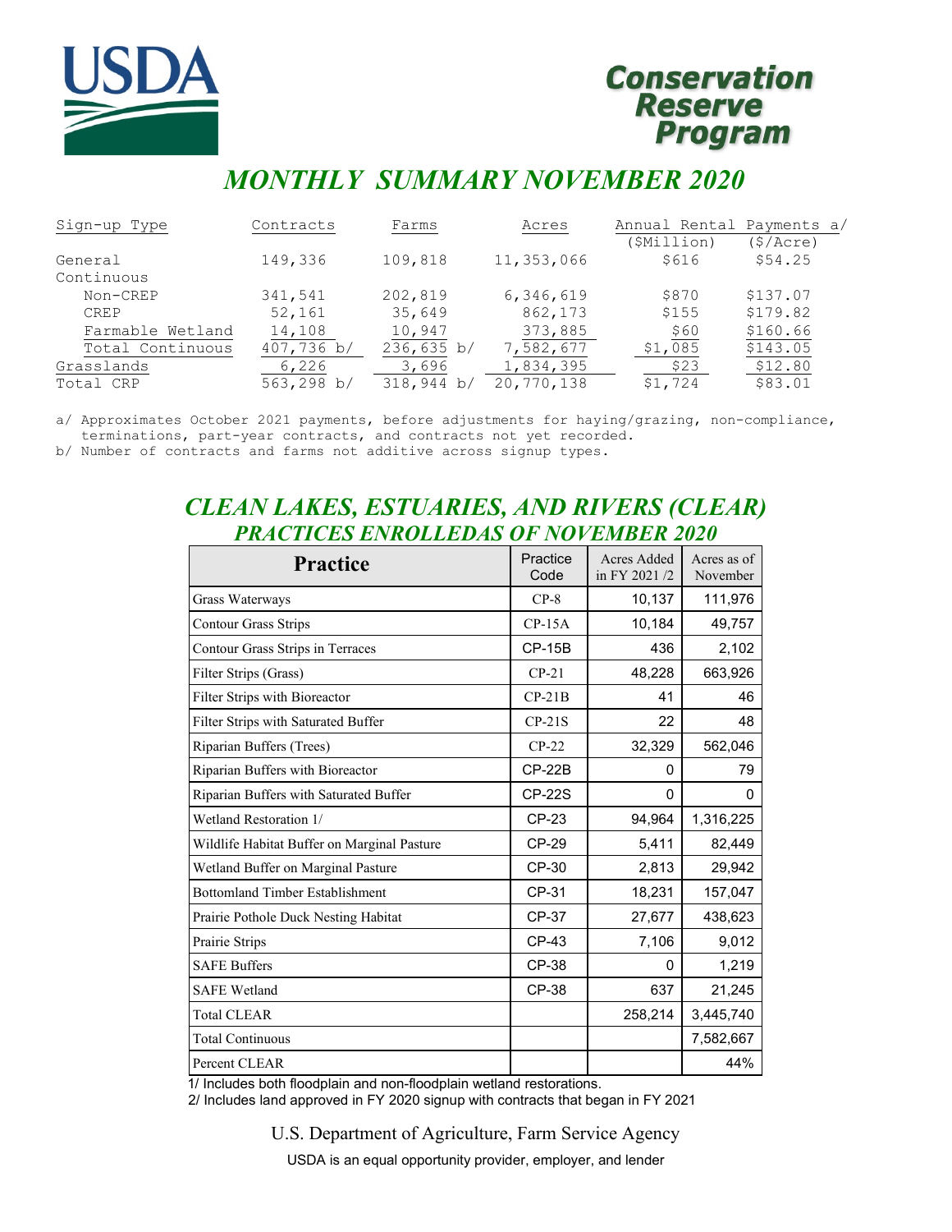USDA

# Conservation Reserve Program

## MONTHLY SUMMARY NOVEMBER 2020

| Sign-up Type | Contracts | Farms | Acres | Annual Rental Payments a/ ($Million) | ($/Acre) |
|---|---|---|---|---|---|
| General | 149,336 | 109,818 | 11,353,066 | $616 | $54.25 |
| Continuous | | | | | |
| Non-CREP | 341,541 | 202,819 | 6,346,619 | $870 | $137.07 |
| CREP | 52,161 | 35,649 | 862,173 | $155 | $179.82 |
| Farmable Wetland | 14,108 | 10,947 | 373,885 | $60 | $160.66 |
| Total Continuous | 407,736 b/ | 236,635 b/ | 7,582,677 | $1,085 | $143.05 |
| Grasslands | 6,226 | 3,696 | 1,834,395 | $23 | $12.80 |
| Total CRP | 563,298 b/ | 318,944 b/ | 20,770,138 | $1,724 | $83.01 |

a/ Approximates October 2021 payments, before adjustments for haying/grazing, non-compliance, terminations, part-year contracts, and contracts not yet recorded.
b/ Number of contracts and farms not additive across signup types.

## CLEAN LAKES, ESTUARIES, AND RIVERS (CLEAR) PRACTICES ENROLLEDAS OF NOVEMBER 2020

| Practice | Practice Code | Acres Added in FY 2021 /2 | Acres as of November |
|---|---|---|---|
| Grass Waterways | CP-8 | 10,137 | 111,976 |
| Contour Grass Strips | CP-15A | 10,184 | 49,757 |
| Contour Grass Strips in Terraces | CP-15B | 436 | 2,102 |
| Filter Strips (Grass) | CP-21 | 48,228 | 663,926 |
| Filter Strips with Bioreactor | CP-21B | 41 | 46 |
| Filter Strips with Saturated Buffer | CP-21S | 22 | 48 |
| Riparian Buffers (Trees) | CP-22 | 32,329 | 562,046 |
| Riparian Buffers with Bioreactor | CP-22B | 0 | 79 |
| Riparian Buffers with Saturated Buffer | CP-22S | 0 | 0 |
| Wetland Restoration 1/ | CP-23 | 94,964 | 1,316,225 |
| Wildlife Habitat Buffer on Marginal Pasture | CP-29 | 5,411 | 82,449 |
| Wetland Buffer on Marginal Pasture | CP-30 | 2,813 | 29,942 |
| Bottomland Timber Establishment | CP-31 | 18,231 | 157,047 |
| Prairie Pothole Duck Nesting Habitat | CP-37 | 27,677 | 438,623 |
| Prairie Strips | CP-43 | 7,106 | 9,012 |
| SAFE Buffers | CP-38 | 0 | 1,219 |
| SAFE Wetland | CP-38 | 637 | 21,245 |
| Total CLEAR | | 258,214 | 3,445,740 |
| Total Continuous | | | 7,582,667 |
| Percent CLEAR | | | 44% |

1/ Includes both floodplain and non-floodplain wetland restorations.
2/ Includes land approved in FY 2020 signup with contracts that began in FY 2021

U.S. Department of Agriculture, Farm Service Agency

USDA is an equal opportunity provider, employer, and lender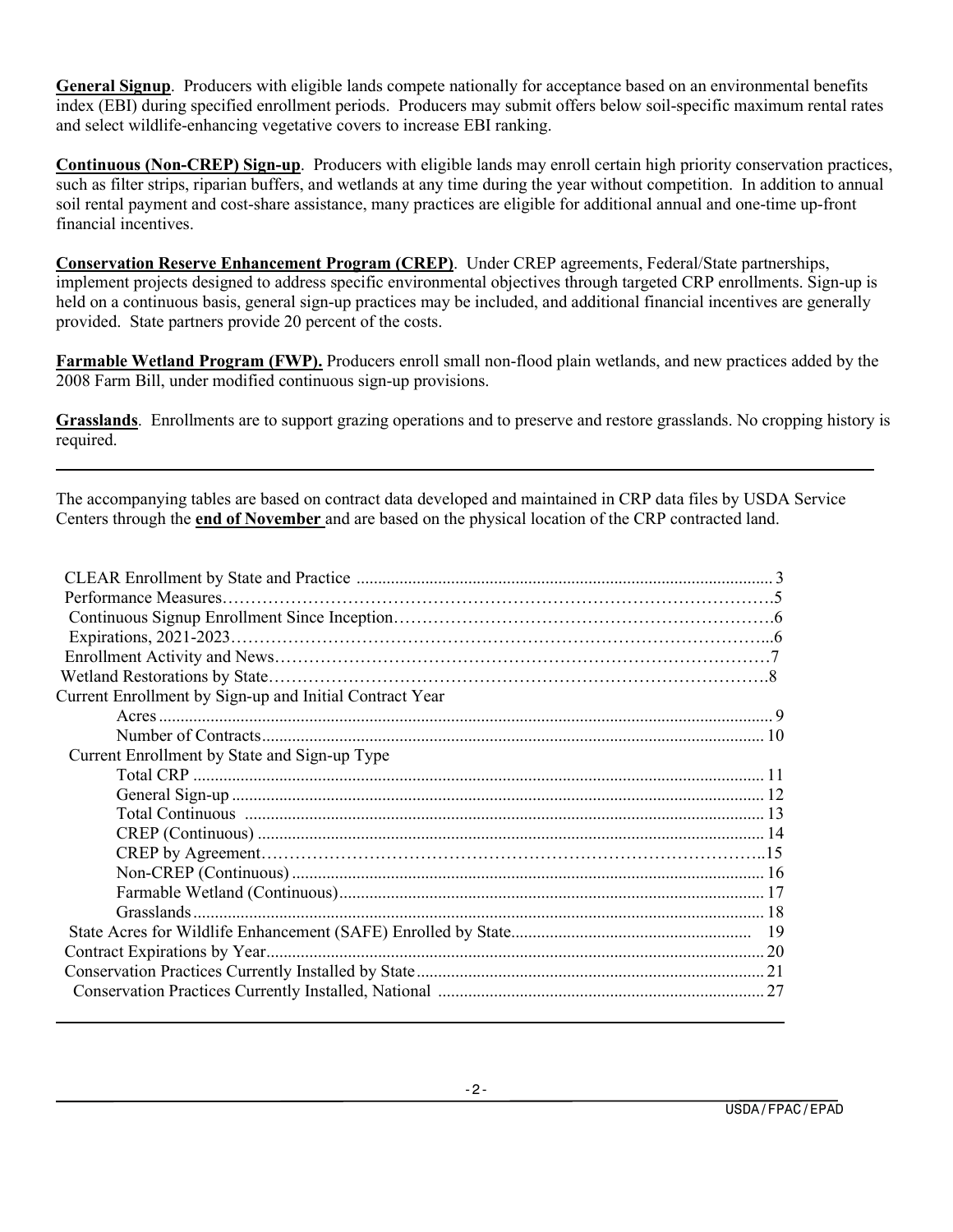**General Signup**. Producers with eligible lands compete nationally for acceptance based on an environmental benefits index (EBI) during specified enrollment periods. Producers may submit offers below soil-specific maximum rental rates and select wildlife-enhancing vegetative covers to increase EBI ranking.

**Continuous (Non-CREP) Sign-up**. Producers with eligible lands may enroll certain high priority conservation practices, such as filter strips, riparian buffers, and wetlands at any time during the year without competition. In addition to annual soil rental payment and cost-share assistance, many practices are eligible for additional annual and one-time up-front financial incentives.

**Conservation Reserve Enhancement Program (CREP)**. Under CREP agreements, Federal/State partnerships, implement projects designed to address specific environmental objectives through targeted CRP enrollments. Sign-up is held on a continuous basis, general sign-up practices may be included, and additional financial incentives are generally provided. State partners provide 20 percent of the costs.

**Farmable Wetland Program (FWP).** Producers enroll small non-flood plain wetlands, and new practices added by the 2008 Farm Bill, under modified continuous sign-up provisions.

**Grasslands**. Enrollments are to support grazing operations and to preserve and restore grasslands. No cropping history is required.

---

The accompanying tables are based on contract data developed and maintained in CRP data files by USDA Service Centers through the **end of November** and are based on the physical location of the CRP contracted land.

| | |
|---|---|
| CLEAR Enrollment by State and Practice | 3 |
| Performance Measures | 5 |
| Continuous Signup Enrollment Since Inception | 6 |
| Expirations, 2021-2023 | 6 |
| Enrollment Activity and News | 7 |
| Wetland Restorations by State | 8 |
| Current Enrollment by Sign-up and Initial Contract Year | |
| Acres | 9 |
| Number of Contracts | 10 |
| Current Enrollment by State and Sign-up Type | |
| Total CRP | 11 |
| General Sign-up | 12 |
| Total Continuous | 13 |
| CREP (Continuous) | 14 |
| CREP by Agreement | 15 |
| Non-CREP (Continuous) | 16 |
| Farmable Wetland (Continuous) | 17 |
| Grasslands | 18 |
| State Acres for Wildlife Enhancement (SAFE) Enrolled by State | 19 |
| Contract Expirations by Year | 20 |
| Conservation Practices Currently Installed by State | 21 |
| Conservation Practices Currently Installed, National | 27 |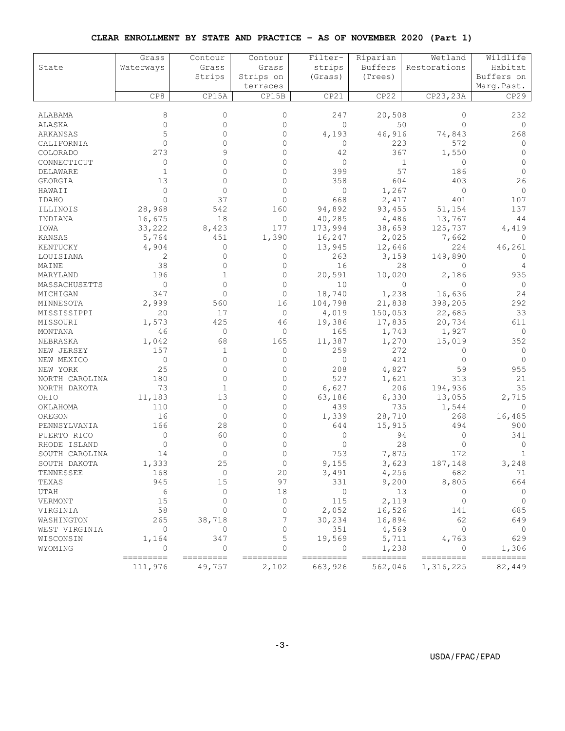**CLEAR ENROLLMENT BY STATE AND PRACTICE - AS OF NOVEMBER 2020 (Part 1)**

| State | Grass Waterways | Contour Grass Strips | Contour Grass Strips on terraces | Filter-strips (Grass) | Riparian Buffers (Trees) | Wetland Restorations | Wildlife Habitat Buffers on Marg.Past. |
|---|---|---|---|---|---|---|---|
| | CP8 | CP15A | CP15B | CP21 | CP22 | CP23,23A | CP29 |
| ALABAMA | 8 | 0 | 0 | 247 | 20,508 | 0 | 232 |
| ALASKA | 0 | 0 | 0 | 0 | 50 | 0 | 0 |
| ARKANSAS | 5 | 0 | 0 | 4,193 | 46,916 | 74,843 | 268 |
| CALIFORNIA | 0 | 0 | 0 | 0 | 223 | 572 | 0 |
| COLORADO | 273 | 9 | 0 | 42 | 367 | 1,550 | 0 |
| CONNECTICUT | 0 | 0 | 0 | 0 | 1 | 0 | 0 |
| DELAWARE | 1 | 0 | 0 | 399 | 57 | 186 | 0 |
| GEORGIA | 13 | 0 | 0 | 358 | 604 | 403 | 26 |
| HAWAII | 0 | 0 | 0 | 0 | 1,267 | 0 | 0 |
| IDAHO | 0 | 37 | 0 | 668 | 2,417 | 401 | 107 |
| ILLINOIS | 28,968 | 542 | 160 | 94,892 | 93,455 | 51,154 | 137 |
| INDIANA | 16,675 | 18 | 0 | 40,285 | 4,486 | 13,767 | 44 |
| IOWA | 33,222 | 8,423 | 177 | 173,994 | 38,659 | 125,737 | 4,419 |
| KANSAS | 5,764 | 451 | 1,390 | 16,247 | 2,025 | 7,662 | 0 |
| KENTUCKY | 4,904 | 0 | 0 | 13,945 | 12,646 | 224 | 46,261 |
| LOUISIANA | 2 | 0 | 0 | 263 | 3,159 | 149,890 | 0 |
| MAINE | 38 | 0 | 0 | 16 | 28 | 0 | 4 |
| MARYLAND | 196 | 1 | 0 | 20,591 | 10,020 | 2,186 | 935 |
| MASSACHUSETTS | 0 | 0 | 0 | 10 | 0 | 0 | 0 |
| MICHIGAN | 347 | 0 | 0 | 18,740 | 1,238 | 16,636 | 24 |
| MINNESOTA | 2,999 | 560 | 16 | 104,798 | 21,838 | 398,205 | 292 |
| MISSISSIPPI | 20 | 17 | 0 | 4,019 | 150,053 | 22,685 | 33 |
| MISSOURI | 1,573 | 425 | 46 | 19,386 | 17,835 | 20,734 | 611 |
| MONTANA | 46 | 0 | 0 | 165 | 1,743 | 1,927 | 0 |
| NEBRASKA | 1,042 | 68 | 165 | 11,387 | 1,270 | 15,019 | 352 |
| NEW JERSEY | 157 | 1 | 0 | 259 | 272 | 0 | 0 |
| NEW MEXICO | 0 | 0 | 0 | 0 | 421 | 0 | 0 |
| NEW YORK | 25 | 0 | 0 | 208 | 4,827 | 59 | 955 |
| NORTH CAROLINA | 180 | 0 | 0 | 527 | 1,621 | 313 | 21 |
| NORTH DAKOTA | 73 | 1 | 0 | 6,627 | 206 | 194,936 | 35 |
| OHIO | 11,183 | 13 | 0 | 63,186 | 6,330 | 13,055 | 2,715 |
| OKLAHOMA | 110 | 0 | 0 | 439 | 735 | 1,544 | 0 |
| OREGON | 16 | 0 | 0 | 1,339 | 28,710 | 268 | 16,485 |
| PENNSYLVANIA | 166 | 28 | 0 | 644 | 15,915 | 494 | 900 |
| PUERTO RICO | 0 | 60 | 0 | 0 | 94 | 0 | 341 |
| RHODE ISLAND | 0 | 0 | 0 | 0 | 28 | 0 | 0 |
| SOUTH CAROLINA | 14 | 0 | 0 | 753 | 7,875 | 172 | 1 |
| SOUTH DAKOTA | 1,333 | 25 | 0 | 9,155 | 3,623 | 187,148 | 3,248 |
| TENNESSEE | 168 | 0 | 20 | 3,491 | 4,256 | 682 | 71 |
| TEXAS | 945 | 15 | 97 | 331 | 9,200 | 8,805 | 664 |
| UTAH | 6 | 0 | 18 | 0 | 13 | 0 | 0 |
| VERMONT | 15 | 0 | 0 | 115 | 2,119 | 0 | 0 |
| VIRGINIA | 58 | 0 | 0 | 2,052 | 16,526 | 141 | 685 |
| WASHINGTON | 265 | 38,718 | 7 | 30,234 | 16,894 | 62 | 649 |
| WEST VIRGINIA | 0 | 0 | 0 | 351 | 4,569 | 0 | 0 |
| WISCONSIN | 1,164 | 347 | 5 | 19,569 | 5,711 | 4,763 | 629 |
| WYOMING | 0 | 0 | 0 | 0 | 1,238 | 0 | 1,306 |
| | 111,976 | 49,757 | 2,102 | 663,926 | 562,046 | 1,316,225 | 82,449 |

USDA/FPAC/EPAD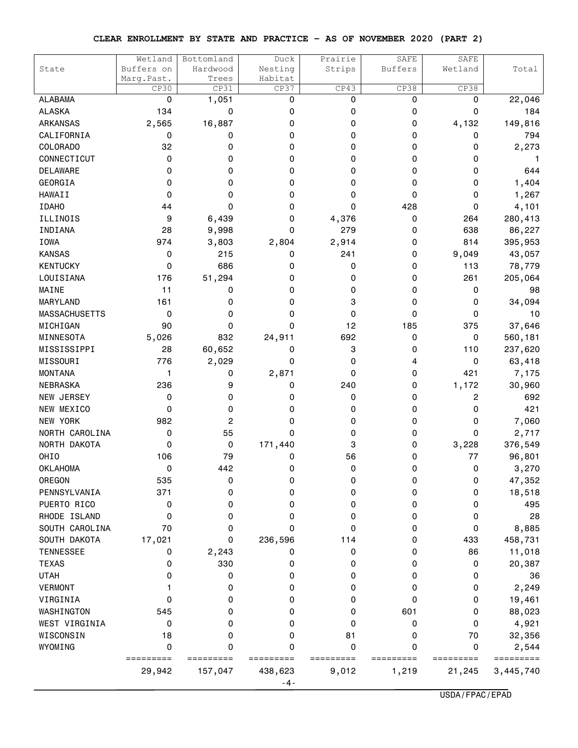## CLEAR ENROLLMENT BY STATE AND PRACTICE - AS OF NOVEMBER 2020 (PART 2)

| State | Wetland Buffers on Marg.Past. CP30 | Bottomland Hardwood Trees CP31 | Duck Nesting Habitat CP37 | Prairie Strips CP43 | SAFE Buffers CP38 | SAFE Wetland CP38 | Total |
|---|---|---|---|---|---|---|---|
| ALABAMA | 0 | 1,051 | 0 | 0 | 0 | 0 | 22,046 |
| ALASKA | 134 | 0 | 0 | 0 | 0 | 0 | 184 |
| ARKANSAS | 2,565 | 16,887 | 0 | 0 | 0 | 4,132 | 149,816 |
| CALIFORNIA | 0 | 0 | 0 | 0 | 0 | 0 | 794 |
| COLORADO | 32 | 0 | 0 | 0 | 0 | 0 | 2,273 |
| CONNECTICUT | 0 | 0 | 0 | 0 | 0 | 0 | 1 |
| DELAWARE | 0 | 0 | 0 | 0 | 0 | 0 | 644 |
| GEORGIA | 0 | 0 | 0 | 0 | 0 | 0 | 1,404 |
| HAWAII | 0 | 0 | 0 | 0 | 0 | 0 | 1,267 |
| IDAHO | 44 | 0 | 0 | 0 | 428 | 0 | 4,101 |
| ILLINOIS | 9 | 6,439 | 0 | 4,376 | 0 | 264 | 280,413 |
| INDIANA | 28 | 9,998 | 0 | 279 | 0 | 638 | 86,227 |
| IOWA | 974 | 3,803 | 2,804 | 2,914 | 0 | 814 | 395,953 |
| KANSAS | 0 | 215 | 0 | 241 | 0 | 9,049 | 43,057 |
| KENTUCKY | 0 | 686 | 0 | 0 | 0 | 113 | 78,779 |
| LOUISIANA | 176 | 51,294 | 0 | 0 | 0 | 261 | 205,064 |
| MAINE | 11 | 0 | 0 | 0 | 0 | 0 | 98 |
| MARYLAND | 161 | 0 | 0 | 3 | 0 | 0 | 34,094 |
| MASSACHUSETTS | 0 | 0 | 0 | 0 | 0 | 0 | 10 |
| MICHIGAN | 90 | 0 | 0 | 12 | 185 | 375 | 37,646 |
| MINNESOTA | 5,026 | 832 | 24,911 | 692 | 0 | 0 | 560,181 |
| MISSISSIPPI | 28 | 60,652 | 0 | 3 | 0 | 110 | 237,620 |
| MISSOURI | 776 | 2,029 | 0 | 0 | 4 | 0 | 63,418 |
| MONTANA | 1 | 0 | 2,871 | 0 | 0 | 421 | 7,175 |
| NEBRASKA | 236 | 9 | 0 | 240 | 0 | 1,172 | 30,960 |
| NEW JERSEY | 0 | 0 | 0 | 0 | 0 | 2 | 692 |
| NEW MEXICO | 0 | 0 | 0 | 0 | 0 | 0 | 421 |
| NEW YORK | 982 | 2 | 0 | 0 | 0 | 0 | 7,060 |
| NORTH CAROLINA | 0 | 55 | 0 | 0 | 0 | 0 | 2,717 |
| NORTH DAKOTA | 0 | 0 | 171,440 | 3 | 0 | 3,228 | 376,549 |
| OHIO | 106 | 79 | 0 | 56 | 0 | 77 | 96,801 |
| OKLAHOMA | 0 | 442 | 0 | 0 | 0 | 0 | 3,270 |
| OREGON | 535 | 0 | 0 | 0 | 0 | 0 | 47,352 |
| PENNSYLVANIA | 371 | 0 | 0 | 0 | 0 | 0 | 18,518 |
| PUERTO RICO | 0 | 0 | 0 | 0 | 0 | 0 | 495 |
| RHODE ISLAND | 0 | 0 | 0 | 0 | 0 | 0 | 28 |
| SOUTH CAROLINA | 70 | 0 | 0 | 0 | 0 | 0 | 8,885 |
| SOUTH DAKOTA | 17,021 | 0 | 236,596 | 114 | 0 | 433 | 458,731 |
| TENNESSEE | 0 | 2,243 | 0 | 0 | 0 | 86 | 11,018 |
| TEXAS | 0 | 330 | 0 | 0 | 0 | 0 | 20,387 |
| UTAH | 0 | 0 | 0 | 0 | 0 | 0 | 36 |
| VERMONT | 1 | 0 | 0 | 0 | 0 | 0 | 2,249 |
| VIRGINIA | 0 | 0 | 0 | 0 | 0 | 0 | 19,461 |
| WASHINGTON | 545 | 0 | 0 | 0 | 601 | 0 | 88,023 |
| WEST VIRGINIA | 0 | 0 | 0 | 0 | 0 | 0 | 4,921 |
| WISCONSIN | 18 | 0 | 0 | 81 | 0 | 70 | 32,356 |
| WYOMING | 0 | 0 | 0 | 0 | 0 | 0 | 2,544 |
| | 29,942 | 157,047 | 438,623 | 9,012 | 1,219 | 21,245 | 3,445,740 |

USDA/FPAC/EPAD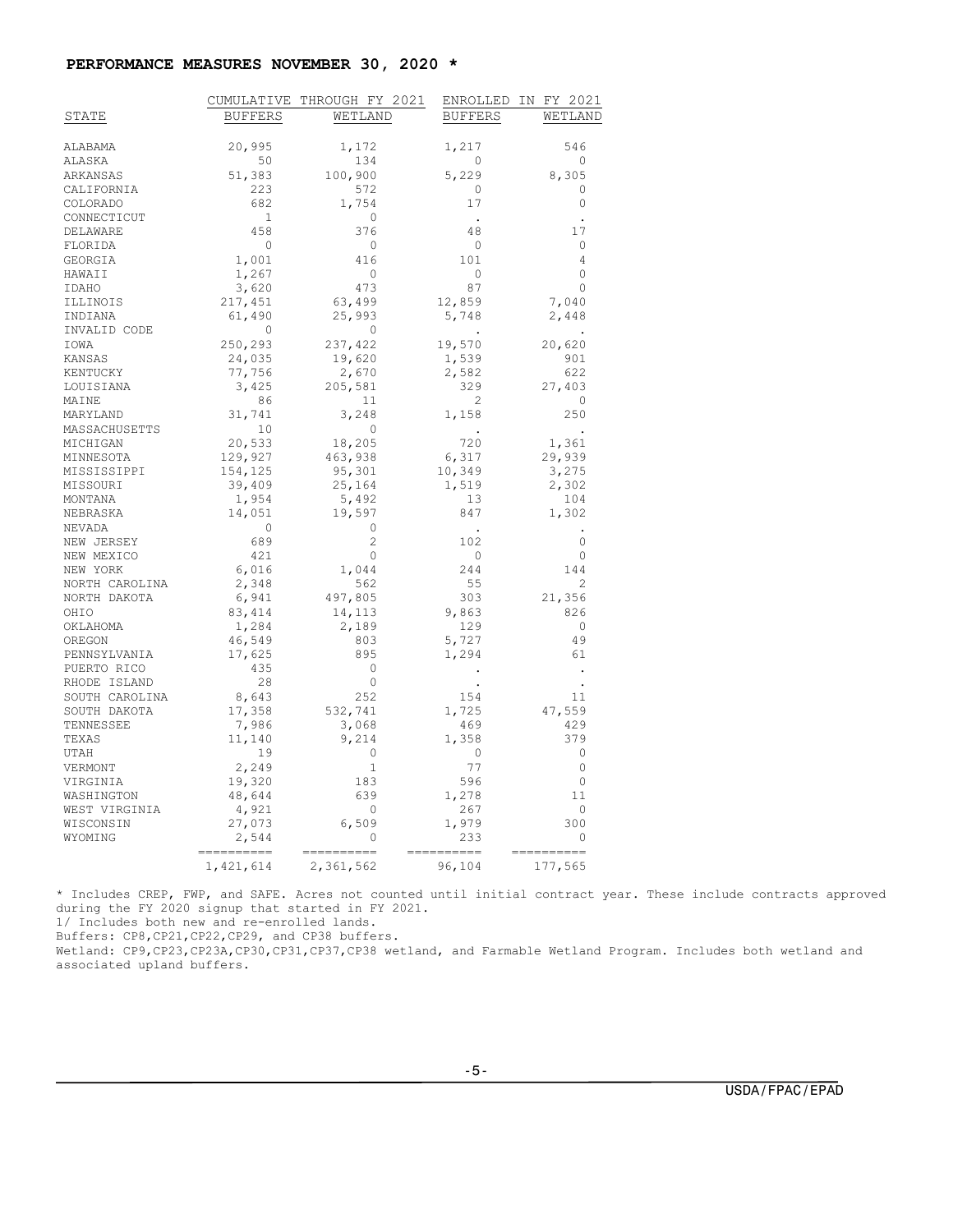## PERFORMANCE MEASURES NOVEMBER 30, 2020 *

| | CUMULATIVE THROUGH FY 2021 | | ENROLLED IN FY 2021 | |
|---|---|---|---|---|
| STATE | BUFFERS | WETLAND | BUFFERS | WETLAND |
| ALABAMA | 20,995 | 1,172 | 1,217 | 546 |
| ALASKA | 50 | 134 | 0 | 0 |
| ARKANSAS | 51,383 | 100,900 | 5,229 | 8,305 |
| CALIFORNIA | 223 | 572 | 0 | 0 |
| COLORADO | 682 | 1,754 | 17 | 0 |
| CONNECTICUT | 1 | 0 | . | . |
| DELAWARE | 458 | 376 | 48 | 17 |
| FLORIDA | 0 | 0 | 0 | 0 |
| GEORGIA | 1,001 | 416 | 101 | 4 |
| HAWAII | 1,267 | 0 | 0 | 0 |
| IDAHO | 3,620 | 473 | 87 | 0 |
| ILLINOIS | 217,451 | 63,499 | 12,859 | 7,040 |
| INDIANA | 61,490 | 25,993 | 5,748 | 2,448 |
| INVALID CODE | 0 | 0 | . | . |
| IOWA | 250,293 | 237,422 | 19,570 | 20,620 |
| KANSAS | 24,035 | 19,620 | 1,539 | 901 |
| KENTUCKY | 77,756 | 2,670 | 2,582 | 622 |
| LOUISIANA | 3,425 | 205,581 | 329 | 27,403 |
| MAINE | 86 | 11 | 2 | 0 |
| MARYLAND | 31,741 | 3,248 | 1,158 | 250 |
| MASSACHUSETTS | 10 | 0 | . | . |
| MICHIGAN | 20,533 | 18,205 | 720 | 1,361 |
| MINNESOTA | 129,927 | 463,938 | 6,317 | 29,939 |
| MISSISSIPPI | 154,125 | 95,301 | 10,349 | 3,275 |
| MISSOURI | 39,409 | 25,164 | 1,519 | 2,302 |
| MONTANA | 1,954 | 5,492 | 13 | 104 |
| NEBRASKA | 14,051 | 19,597 | 847 | 1,302 |
| NEVADA | 0 | 0 | . | . |
| NEW JERSEY | 689 | 2 | 102 | 0 |
| NEW MEXICO | 421 | 0 | 0 | 0 |
| NEW YORK | 6,016 | 1,044 | 244 | 144 |
| NORTH CAROLINA | 2,348 | 562 | 55 | 2 |
| NORTH DAKOTA | 6,941 | 497,805 | 303 | 21,356 |
| OHIO | 83,414 | 14,113 | 9,863 | 826 |
| OKLAHOMA | 1,284 | 2,189 | 129 | 0 |
| OREGON | 46,549 | 803 | 5,727 | 49 |
| PENNSYLVANIA | 17,625 | 895 | 1,294 | 61 |
| PUERTO RICO | 435 | 0 | . | . |
| RHODE ISLAND | 28 | 0 | . | . |
| SOUTH CAROLINA | 8,643 | 252 | 154 | 11 |
| SOUTH DAKOTA | 17,358 | 532,741 | 1,725 | 47,559 |
| TENNESSEE | 7,986 | 3,068 | 469 | 429 |
| TEXAS | 11,140 | 9,214 | 1,358 | 379 |
| UTAH | 19 | 0 | 0 | 0 |
| VERMONT | 2,249 | 1 | 77 | 0 |
| VIRGINIA | 19,320 | 183 | 596 | 0 |
| WASHINGTON | 48,644 | 639 | 1,278 | 11 |
| WEST VIRGINIA | 4,921 | 0 | 267 | 0 |
| WISCONSIN | 27,073 | 6,509 | 1,979 | 300 |
| WYOMING | 2,544 | 0 | 233 | 0 |
| | 1,421,614 | 2,361,562 | 96,104 | 177,565 |

* Includes CREP, FWP, and SAFE. Acres not counted until initial contract year. These include contracts approved during the FY 2020 signup that started in FY 2021.

1/ Includes both new and re-enrolled lands.

Buffers: CP8,CP21,CP22,CP29, and CP38 buffers.

Wetland: CP9,CP23,CP23A,CP30,CP31,CP37,CP38 wetland, and Farmable Wetland Program. Includes both wetland and associated upland buffers.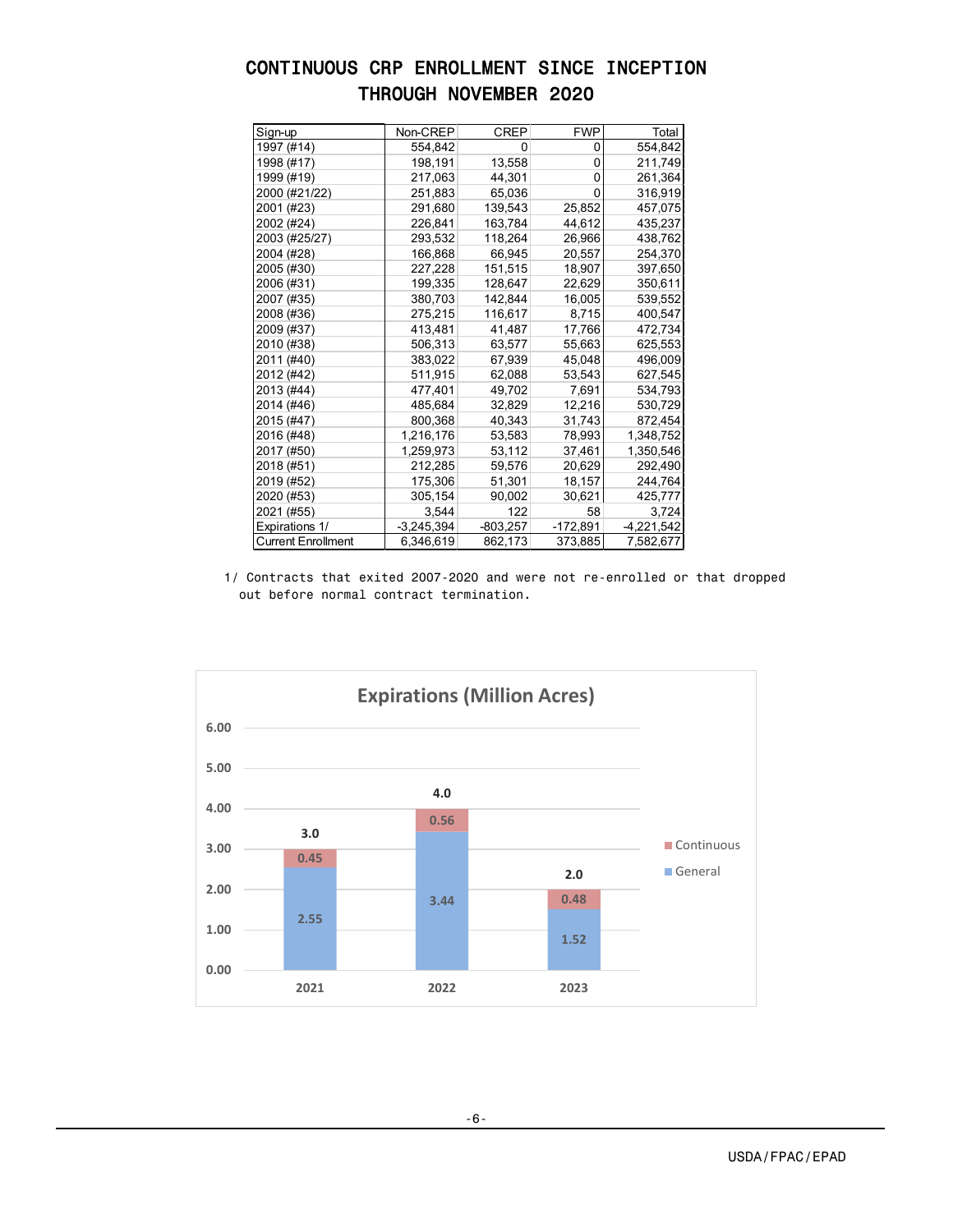# CONTINUOUS CRP ENROLLMENT SINCE INCEPTION THROUGH NOVEMBER 2020

| Sign-up | Non-CREP | CREP | FWP | Total |
|---|---|---|---|---|
| 1997 (#14) | 554,842 | 0 | 0 | 554,842 |
| 1998 (#17) | 198,191 | 13,558 | 0 | 211,749 |
| 1999 (#19) | 217,063 | 44,301 | 0 | 261,364 |
| 2000 (#21/22) | 251,883 | 65,036 | 0 | 316,919 |
| 2001 (#23) | 291,680 | 139,543 | 25,852 | 457,075 |
| 2002 (#24) | 226,841 | 163,784 | 44,612 | 435,237 |
| 2003 (#25/27) | 293,532 | 118,264 | 26,966 | 438,762 |
| 2004 (#28) | 166,868 | 66,945 | 20,557 | 254,370 |
| 2005 (#30) | 227,228 | 151,515 | 18,907 | 397,650 |
| 2006 (#31) | 199,335 | 128,647 | 22,629 | 350,611 |
| 2007 (#35) | 380,703 | 142,844 | 16,005 | 539,552 |
| 2008 (#36) | 275,215 | 116,617 | 8,715 | 400,547 |
| 2009 (#37) | 413,481 | 41,487 | 17,766 | 472,734 |
| 2010 (#38) | 506,313 | 63,577 | 55,663 | 625,553 |
| 2011 (#40) | 383,022 | 67,939 | 45,048 | 496,009 |
| 2012 (#42) | 511,915 | 62,088 | 53,543 | 627,545 |
| 2013 (#44) | 477,401 | 49,702 | 7,691 | 534,793 |
| 2014 (#46) | 485,684 | 32,829 | 12,216 | 530,729 |
| 2015 (#47) | 800,368 | 40,343 | 31,743 | 872,454 |
| 2016 (#48) | 1,216,176 | 53,583 | 78,993 | 1,348,752 |
| 2017 (#50) | 1,259,973 | 53,112 | 37,461 | 1,350,546 |
| 2018 (#51) | 212,285 | 59,576 | 20,629 | 292,490 |
| 2019 (#52) | 175,306 | 51,301 | 18,157 | 244,764 |
| 2020 (#53) | 305,154 | 90,002 | 30,621 | 425,777 |
| 2021 (#55) | 3,544 | 122 | 58 | 3,724 |
| Expirations 1/ | -3,245,394 | -803,257 | -172,891 | -4,221,542 |
| Current Enrollment | 6,346,619 | 862,173 | 373,885 | 7,582,677 |

1/ Contracts that exited 2007-2020 and were not re-enrolled or that dropped out before normal contract termination.

## Expirations (Million Acres)

| Year | General | Continuous | Total |
|---|---|---|---|
| 2021 | 2.55 | 0.45 | 3.0 |
| 2022 | 3.44 | 0.56 | 4.0 |
| 2023 | 1.52 | 0.48 | 2.0 |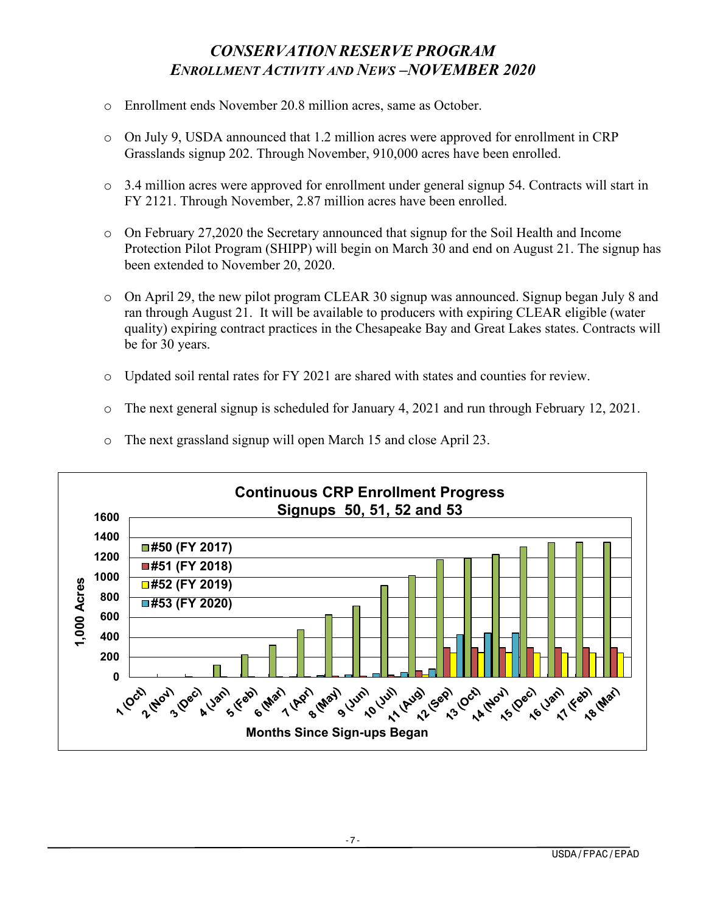# *CONSERVATION RESERVE PROGRAM*
## *ENROLLMENT ACTIVITY AND NEWS –NOVEMBER 2020*

- Enrollment ends November 20.8 million acres, same as October.
- On July 9, USDA announced that 1.2 million acres were approved for enrollment in CRP Grasslands signup 202. Through November, 910,000 acres have been enrolled.
- 3.4 million acres were approved for enrollment under general signup 54. Contracts will start in FY 2121. Through November, 2.87 million acres have been enrolled.
- On February 27,2020 the Secretary announced that signup for the Soil Health and Income Protection Pilot Program (SHIPP) will begin on March 30 and end on August 21. The signup has been extended to November 20, 2020.
- On April 29, the new pilot program CLEAR 30 signup was announced. Signup began July 8 and ran through August 21. It will be available to producers with expiring CLEAR eligible (water quality) expiring contract practices in the Chesapeake Bay and Great Lakes states. Contracts will be for 30 years.
- Updated soil rental rates for FY 2021 are shared with states and counties for review.
- The next general signup is scheduled for January 4, 2021 and run through February 12, 2021.
- The next grassland signup will open March 15 and close April 23.

**Continuous CRP Enrollment Progress**
**Signups 50, 51, 52 and 53**

Legend: #50 (FY 2017); #51 (FY 2018); #52 (FY 2019); #53 (FY 2020)

Y-axis: 1,000 Acres (0–1600)

X-axis: Months Since Sign-ups Began — 1 (Oct), 2 (Nov), 3 (Dec), 4 (Jan), 5 (Feb), 6 (Mar), 7 (Apr), 8 (May), 9 (Jun), 10 (Jul), 11 (Aug), 12 (Sep), 13 (Oct), 14 (Nov), 15 (Dec), 16 (Jan), 17 (Feb), 18 (Mar)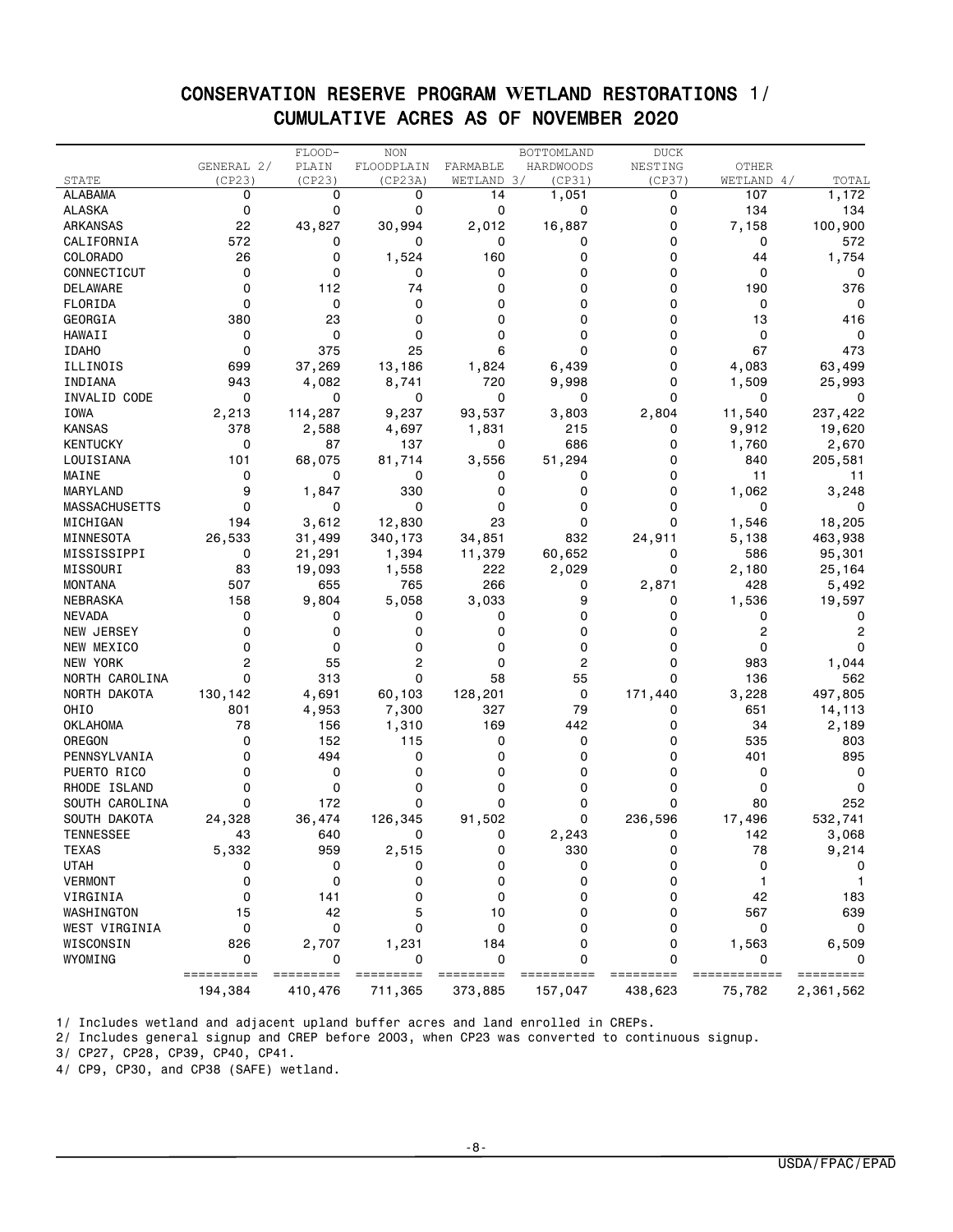# CONSERVATION RESERVE PROGRAM WETLAND RESTORATIONS 1/
## CUMULATIVE ACRES AS OF NOVEMBER 2020

| STATE | GENERAL 2/ (CP23) | FLOOD-PLAIN (CP23) | NON FLOODPLAIN (CP23A) | FARMABLE WETLAND 3/ | BOTTOMLAND HARDWOODS (CP31) | DUCK NESTING (CP37) | OTHER WETLAND 4/ | TOTAL |
|---|---|---|---|---|---|---|---|---|
| ALABAMA | 0 | 0 | 0 | 14 | 1,051 | 0 | 107 | 1,172 |
| ALASKA | 0 | 0 | 0 | 0 | 0 | 0 | 134 | 134 |
| ARKANSAS | 22 | 43,827 | 30,994 | 2,012 | 16,887 | 0 | 7,158 | 100,900 |
| CALIFORNIA | 572 | 0 | 0 | 0 | 0 | 0 | 0 | 572 |
| COLORADO | 26 | 0 | 1,524 | 160 | 0 | 0 | 44 | 1,754 |
| CONNECTICUT | 0 | 0 | 0 | 0 | 0 | 0 | 0 | 0 |
| DELAWARE | 0 | 112 | 74 | 0 | 0 | 0 | 190 | 376 |
| FLORIDA | 0 | 0 | 0 | 0 | 0 | 0 | 0 | 0 |
| GEORGIA | 380 | 23 | 0 | 0 | 0 | 0 | 13 | 416 |
| HAWAII | 0 | 0 | 0 | 0 | 0 | 0 | 0 | 0 |
| IDAHO | 0 | 375 | 25 | 6 | 0 | 0 | 67 | 473 |
| ILLINOIS | 699 | 37,269 | 13,186 | 1,824 | 6,439 | 0 | 4,083 | 63,499 |
| INDIANA | 943 | 4,082 | 8,741 | 720 | 9,998 | 0 | 1,509 | 25,993 |
| INVALID CODE | 0 | 0 | 0 | 0 | 0 | 0 | 0 | 0 |
| IOWA | 2,213 | 114,287 | 9,237 | 93,537 | 3,803 | 2,804 | 11,540 | 237,422 |
| KANSAS | 378 | 2,588 | 4,697 | 1,831 | 215 | 0 | 9,912 | 19,620 |
| KENTUCKY | 0 | 87 | 137 | 0 | 686 | 0 | 1,760 | 2,670 |
| LOUISIANA | 101 | 68,075 | 81,714 | 3,556 | 51,294 | 0 | 840 | 205,581 |
| MAINE | 0 | 0 | 0 | 0 | 0 | 0 | 11 | 11 |
| MARYLAND | 9 | 1,847 | 330 | 0 | 0 | 0 | 1,062 | 3,248 |
| MASSACHUSETTS | 0 | 0 | 0 | 0 | 0 | 0 | 0 | 0 |
| MICHIGAN | 194 | 3,612 | 12,830 | 23 | 0 | 0 | 1,546 | 18,205 |
| MINNESOTA | 26,533 | 31,499 | 340,173 | 34,851 | 832 | 24,911 | 5,138 | 463,938 |
| MISSISSIPPI | 0 | 21,291 | 1,394 | 11,379 | 60,652 | 0 | 586 | 95,301 |
| MISSOURI | 83 | 19,093 | 1,558 | 222 | 2,029 | 0 | 2,180 | 25,164 |
| MONTANA | 507 | 655 | 765 | 266 | 0 | 2,871 | 428 | 5,492 |
| NEBRASKA | 158 | 9,804 | 5,058 | 3,033 | 9 | 0 | 1,536 | 19,597 |
| NEVADA | 0 | 0 | 0 | 0 | 0 | 0 | 0 | 0 |
| NEW JERSEY | 0 | 0 | 0 | 0 | 0 | 0 | 2 | 2 |
| NEW MEXICO | 0 | 0 | 0 | 0 | 0 | 0 | 0 | 0 |
| NEW YORK | 2 | 55 | 2 | 0 | 2 | 0 | 983 | 1,044 |
| NORTH CAROLINA | 0 | 313 | 0 | 58 | 55 | 0 | 136 | 562 |
| NORTH DAKOTA | 130,142 | 4,691 | 60,103 | 128,201 | 0 | 171,440 | 3,228 | 497,805 |
| OHIO | 801 | 4,953 | 7,300 | 327 | 79 | 0 | 651 | 14,113 |
| OKLAHOMA | 78 | 156 | 1,310 | 169 | 442 | 0 | 34 | 2,189 |
| OREGON | 0 | 152 | 115 | 0 | 0 | 0 | 535 | 803 |
| PENNSYLVANIA | 0 | 494 | 0 | 0 | 0 | 0 | 401 | 895 |
| PUERTO RICO | 0 | 0 | 0 | 0 | 0 | 0 | 0 | 0 |
| RHODE ISLAND | 0 | 0 | 0 | 0 | 0 | 0 | 0 | 0 |
| SOUTH CAROLINA | 0 | 172 | 0 | 0 | 0 | 0 | 80 | 252 |
| SOUTH DAKOTA | 24,328 | 36,474 | 126,345 | 91,502 | 0 | 236,596 | 17,496 | 532,741 |
| TENNESSEE | 43 | 640 | 0 | 0 | 2,243 | 0 | 142 | 3,068 |
| TEXAS | 5,332 | 959 | 2,515 | 0 | 330 | 0 | 78 | 9,214 |
| UTAH | 0 | 0 | 0 | 0 | 0 | 0 | 0 | 0 |
| VERMONT | 0 | 0 | 0 | 0 | 0 | 0 | 1 | 1 |
| VIRGINIA | 0 | 141 | 0 | 0 | 0 | 0 | 42 | 183 |
| WASHINGTON | 15 | 42 | 5 | 10 | 0 | 0 | 567 | 639 |
| WEST VIRGINIA | 0 | 0 | 0 | 0 | 0 | 0 | 0 | 0 |
| WISCONSIN | 826 | 2,707 | 1,231 | 184 | 0 | 0 | 1,563 | 6,509 |
| WYOMING | 0 | 0 | 0 | 0 | 0 | 0 | 0 | 0 |
| | 194,384 | 410,476 | 711,365 | 373,885 | 157,047 | 438,623 | 75,782 | 2,361,562 |

1/ Includes wetland and adjacent upland buffer acres and land enrolled in CREPs.

2/ Includes general signup and CREP before 2003, when CP23 was converted to continuous signup.

3/ CP27, CP28, CP39, CP40, CP41.

4/ CP9, CP30, and CP38 (SAFE) wetland.

USDA/FPAC/EPAD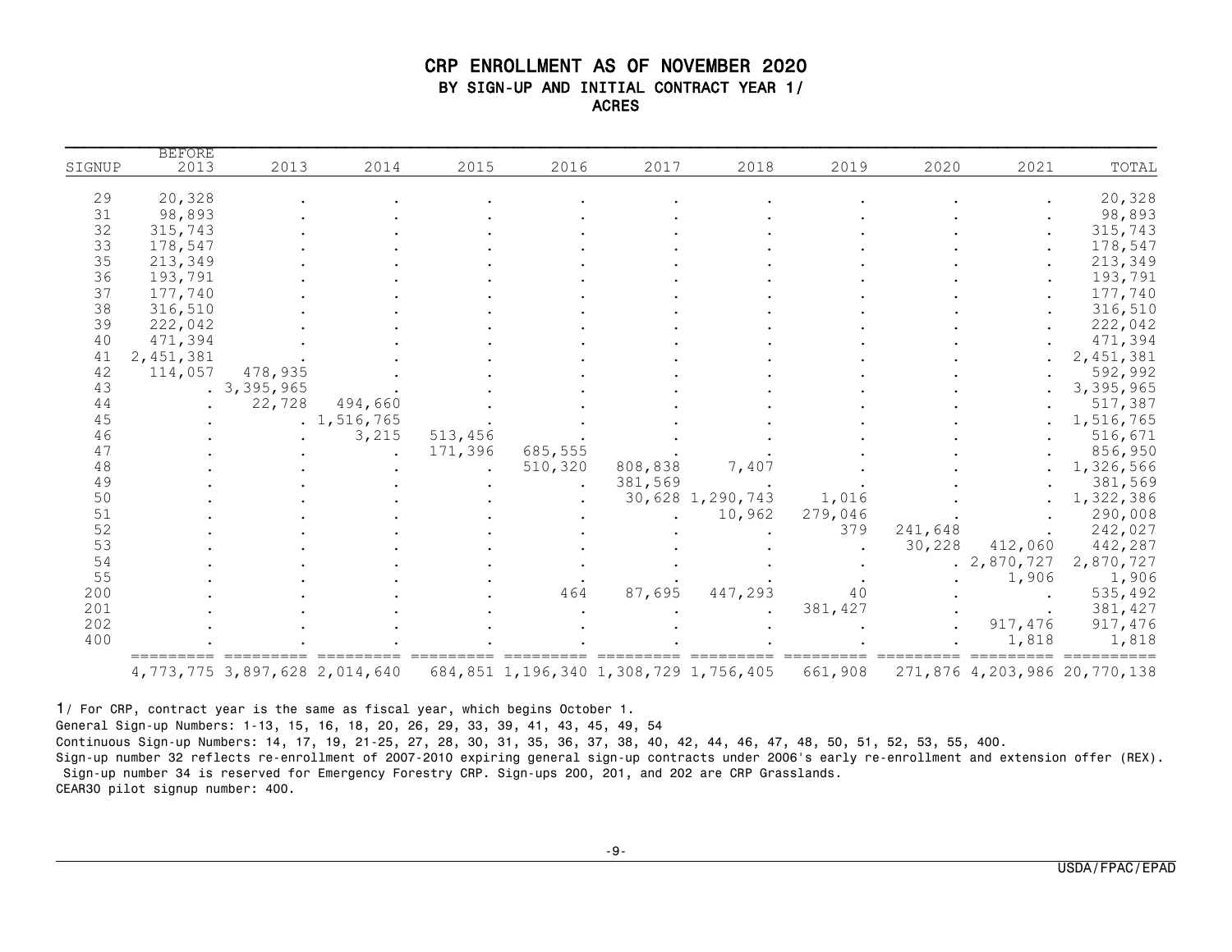# CRP ENROLLMENT AS OF NOVEMBER 2020

## BY SIGN-UP AND INITIAL CONTRACT YEAR 1/

### ACRES

| SIGNUP | BEFORE 2013 | 2013 | 2014 | 2015 | 2016 | 2017 | 2018 | 2019 | 2020 | 2021 | TOTAL |
|---|---|---|---|---|---|---|---|---|---|---|---|
| 29 | 20,328 | . | . | . | . | . | . | . | . | . | 20,328 |
| 31 | 98,893 | . | . | . | . | . | . | . | . | . | 98,893 |
| 32 | 315,743 | . | . | . | . | . | . | . | . | . | 315,743 |
| 33 | 178,547 | . | . | . | . | . | . | . | . | . | 178,547 |
| 35 | 213,349 | . | . | . | . | . | . | . | . | . | 213,349 |
| 36 | 193,791 | . | . | . | . | . | . | . | . | . | 193,791 |
| 37 | 177,740 | . | . | . | . | . | . | . | . | . | 177,740 |
| 38 | 316,510 | . | . | . | . | . | . | . | . | . | 316,510 |
| 39 | 222,042 | . | . | . | . | . | . | . | . | . | 222,042 |
| 40 | 471,394 | . | . | . | . | . | . | . | . | . | 471,394 |
| 41 | 2,451,381 | . | . | . | . | . | . | . | . | . | 2,451,381 |
| 42 | 114,057 | 478,935 | . | . | . | . | . | . | . | . | 592,992 |
| 43 | . | 3,395,965 | . | . | . | . | . | . | . | . | 3,395,965 |
| 44 | . | 22,728 | 494,660 | . | . | . | . | . | . | . | 517,387 |
| 45 | . | . | 1,516,765 | . | . | . | . | . | . | . | 1,516,765 |
| 46 | . | . | 3,215 | 513,456 | . | . | . | . | . | . | 516,671 |
| 47 | . | . | . | 171,396 | 685,555 | . | . | . | . | . | 856,950 |
| 48 | . | . | . | . | 510,320 | 808,838 | 7,407 | . | . | . | 1,326,566 |
| 49 | . | . | . | . | . | 381,569 | . | . | . | . | 381,569 |
| 50 | . | . | . | . | . | 30,628 | 1,290,743 | 1,016 | . | . | 1,322,386 |
| 51 | . | . | . | . | . | . | 10,962 | 279,046 | . | . | 290,008 |
| 52 | . | . | . | . | . | . | . | 379 | 241,648 | . | 242,027 |
| 53 | . | . | . | . | . | . | . | . | 30,228 | 412,060 | 442,287 |
| 54 | . | . | . | . | . | . | . | . | . | 2,870,727 | 2,870,727 |
| 55 | . | . | . | . | . | . | . | . | . | 1,906 | 1,906 |
| 200 | . | . | . | . | 464 | 87,695 | 447,293 | 40 | . | . | 535,492 |
| 201 | . | . | . | . | . | . | . | 381,427 | . | . | 381,427 |
| 202 | . | . | . | . | . | . | . | . | . | 917,476 | 917,476 |
| 400 | . | . | . | . | . | . | . | . | . | 1,818 | 1,818 |
| | 4,773,775 | 3,897,628 | 2,014,640 | 684,851 | 1,196,340 | 1,308,729 | 1,756,405 | 661,908 | 271,876 | 4,203,986 | 20,770,138 |

1/ For CRP, contract year is the same as fiscal year, which begins October 1.

General Sign-up Numbers: 1-13, 15, 16, 18, 20, 26, 29, 33, 39, 41, 43, 45, 49, 54

Continuous Sign-up Numbers: 14, 17, 19, 21-25, 27, 28, 30, 31, 35, 36, 37, 38, 40, 42, 44, 46, 47, 48, 50, 51, 52, 53, 55, 400.

Sign-up number 32 reflects re-enrollment of 2007-2010 expiring general sign-up contracts under 2006's early re-enrollment and extension offer (REX).

Sign-up number 34 is reserved for Emergency Forestry CRP. Sign-ups 200, 201, and 202 are CRP Grasslands.

CEAR30 pilot signup number: 400.

USDA/FPAC/EPAD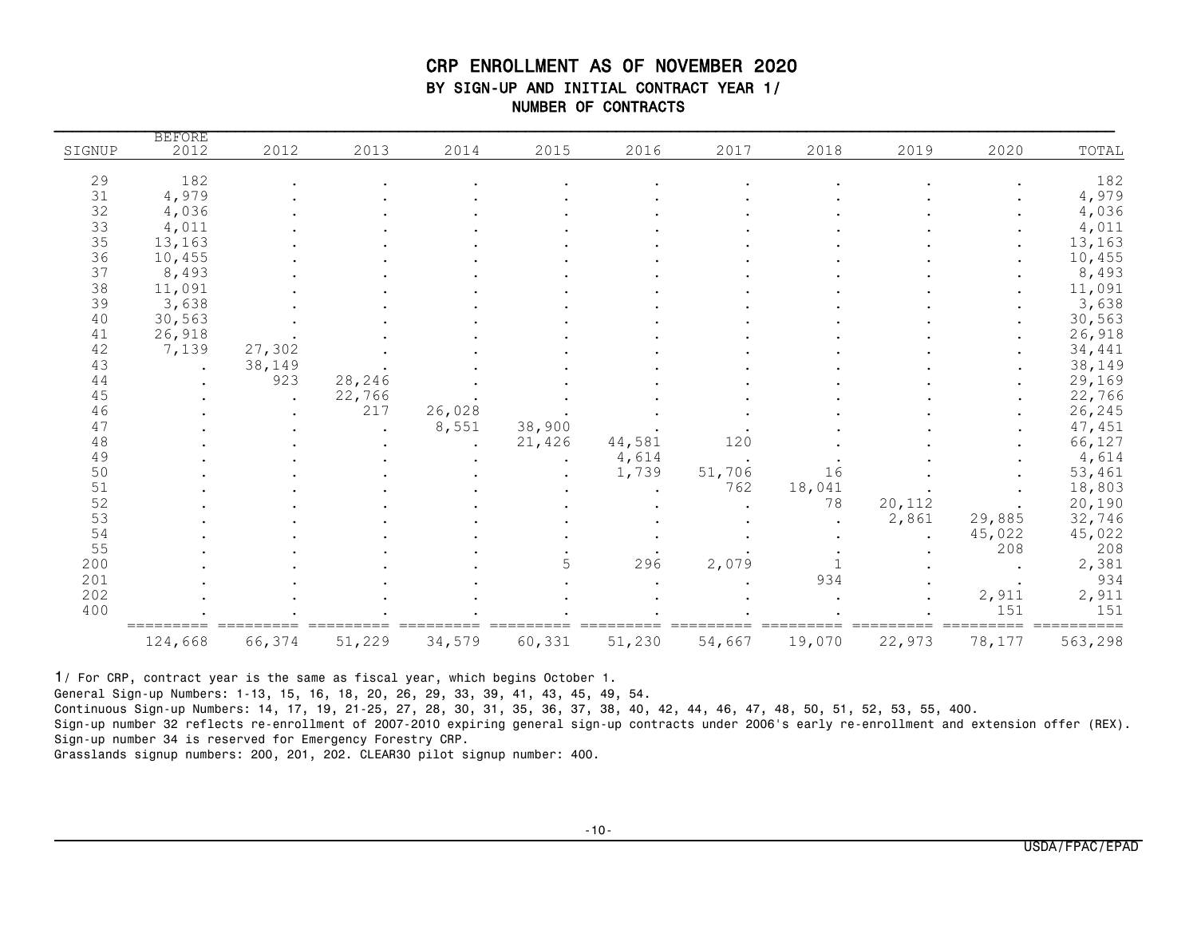# CRP ENROLLMENT AS OF NOVEMBER 2020

## BY SIGN-UP AND INITIAL CONTRACT YEAR 1/

### NUMBER OF CONTRACTS

| SIGNUP | BEFORE 2012 | 2012 | 2013 | 2014 | 2015 | 2016 | 2017 | 2018 | 2019 | 2020 | TOTAL |
|---|---|---|---|---|---|---|---|---|---|---|---|
| 29 | 182 | . | . | . | . | . | . | . | . | . | 182 |
| 31 | 4,979 | . | . | . | . | . | . | . | . | . | 4,979 |
| 32 | 4,036 | . | . | . | . | . | . | . | . | . | 4,036 |
| 33 | 4,011 | . | . | . | . | . | . | . | . | . | 4,011 |
| 35 | 13,163 | . | . | . | . | . | . | . | . | . | 13,163 |
| 36 | 10,455 | . | . | . | . | . | . | . | . | . | 10,455 |
| 37 | 8,493 | . | . | . | . | . | . | . | . | . | 8,493 |
| 38 | 11,091 | . | . | . | . | . | . | . | . | . | 11,091 |
| 39 | 3,638 | . | . | . | . | . | . | . | . | . | 3,638 |
| 40 | 30,563 | . | . | . | . | . | . | . | . | . | 30,563 |
| 41 | 26,918 | . | . | . | . | . | . | . | . | . | 26,918 |
| 42 | 7,139 | 27,302 | . | . | . | . | . | . | . | . | 34,441 |
| 43 | . | 38,149 | . | . | . | . | . | . | . | . | 38,149 |
| 44 | . | 923 | 28,246 | . | . | . | . | . | . | . | 29,169 |
| 45 | . | . | 22,766 | . | . | . | . | . | . | . | 22,766 |
| 46 | . | . | 217 | 26,028 | . | . | . | . | . | . | 26,245 |
| 47 | . | . | . | 8,551 | 38,900 | . | . | . | . | . | 47,451 |
| 48 | . | . | . | . | 21,426 | 44,581 | 120 | . | . | . | 66,127 |
| 49 | . | . | . | . | . | 4,614 | . | . | . | . | 4,614 |
| 50 | . | . | . | . | . | 1,739 | 51,706 | 16 | . | . | 53,461 |
| 51 | . | . | . | . | . | . | 762 | 18,041 | . | . | 18,803 |
| 52 | . | . | . | . | . | . | . | 78 | 20,112 | . | 20,190 |
| 53 | . | . | . | . | . | . | . | . | 2,861 | 29,885 | 32,746 |
| 54 | . | . | . | . | . | . | . | . | . | 45,022 | 45,022 |
| 55 | . | . | . | . | . | . | . | . | . | 208 | 208 |
| 200 | . | . | . | . | 5 | 296 | 2,079 | 1 | . | . | 2,381 |
| 201 | . | . | . | . | . | . | . | 934 | . | . | 934 |
| 202 | . | . | . | . | . | . | . | . | . | 2,911 | 2,911 |
| 400 | . | . | . | . | . | . | . | . | . | 151 | 151 |
| | 124,668 | 66,374 | 51,229 | 34,579 | 60,331 | 51,230 | 54,667 | 19,070 | 22,973 | 78,177 | 563,298 |

1/ For CRP, contract year is the same as fiscal year, which begins October 1.

General Sign-up Numbers: 1-13, 15, 16, 18, 20, 26, 29, 33, 39, 41, 43, 45, 49, 54.

Continuous Sign-up Numbers: 14, 17, 19, 21-25, 27, 28, 30, 31, 35, 36, 37, 38, 40, 42, 44, 46, 47, 48, 50, 51, 52, 53, 55, 400.

Sign-up number 32 reflects re-enrollment of 2007-2010 expiring general sign-up contracts under 2006's early re-enrollment and extension offer (REX).

Sign-up number 34 is reserved for Emergency Forestry CRP.

Grasslands signup numbers: 200, 201, 202. CLEAR30 pilot signup number: 400.

USDA/FPAC/EPAD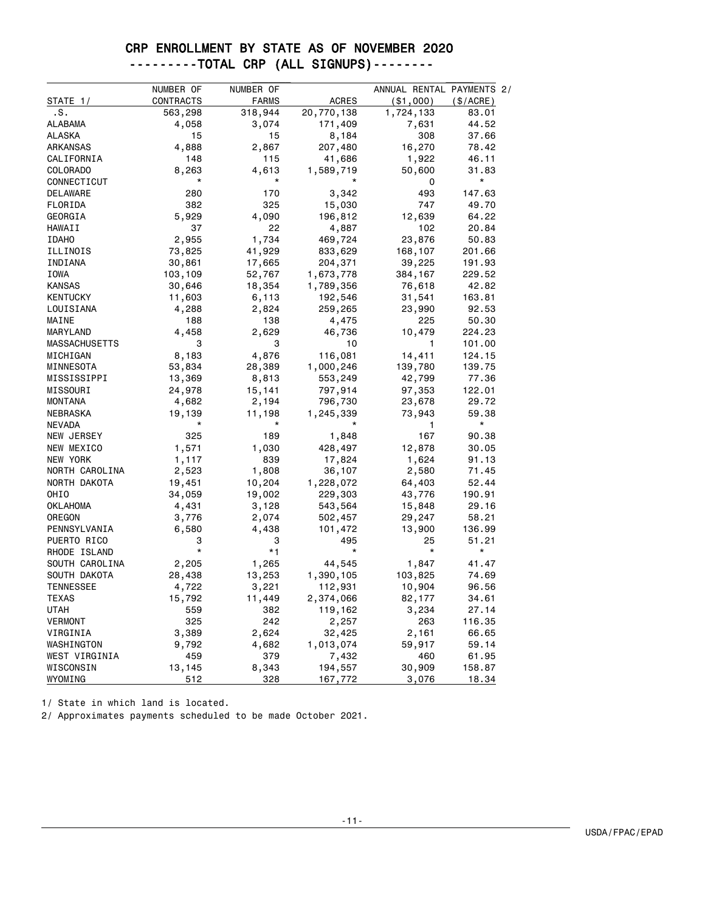# CRP ENROLLMENT BY STATE AS OF NOVEMBER 2020

## ---------TOTAL CRP (ALL SIGNUPS)--------

| STATE 1/ | NUMBER OF CONTRACTS | NUMBER OF FARMS | ACRES | ANNUAL RENTAL PAYMENTS 2/ ($1,000) | ANNUAL RENTAL PAYMENTS 2/ ($/ACRE) |
|---|---:|---:|---:|---:|---:|
| .S. | 563,298 | 318,944 | 20,770,138 | 1,724,133 | 83.01 |
| ALABAMA | 4,058 | 3,074 | 171,409 | 7,631 | 44.52 |
| ALASKA | 15 | 15 | 8,184 | 308 | 37.66 |
| ARKANSAS | 4,888 | 2,867 | 207,480 | 16,270 | 78.42 |
| CALIFORNIA | 148 | 115 | 41,686 | 1,922 | 46.11 |
| COLORADO | 8,263 | 4,613 | 1,589,719 | 50,600 | 31.83 |
| CONNECTICUT | * | * | * | 0 | * |
| DELAWARE | 280 | 170 | 3,342 | 493 | 147.63 |
| FLORIDA | 382 | 325 | 15,030 | 747 | 49.70 |
| GEORGIA | 5,929 | 4,090 | 196,812 | 12,639 | 64.22 |
| HAWAII | 37 | 22 | 4,887 | 102 | 20.84 |
| IDAHO | 2,955 | 1,734 | 469,724 | 23,876 | 50.83 |
| ILLINOIS | 73,825 | 41,929 | 833,629 | 168,107 | 201.66 |
| INDIANA | 30,861 | 17,665 | 204,371 | 39,225 | 191.93 |
| IOWA | 103,109 | 52,767 | 1,673,778 | 384,167 | 229.52 |
| KANSAS | 30,646 | 18,354 | 1,789,356 | 76,618 | 42.82 |
| KENTUCKY | 11,603 | 6,113 | 192,546 | 31,541 | 163.81 |
| LOUISIANA | 4,288 | 2,824 | 259,265 | 23,990 | 92.53 |
| MAINE | 188 | 138 | 4,475 | 225 | 50.30 |
| MARYLAND | 4,458 | 2,629 | 46,736 | 10,479 | 224.23 |
| MASSACHUSETTS | 3 | 3 | 10 | 1 | 101.00 |
| MICHIGAN | 8,183 | 4,876 | 116,081 | 14,411 | 124.15 |
| MINNESOTA | 53,834 | 28,389 | 1,000,246 | 139,780 | 139.75 |
| MISSISSIPPI | 13,369 | 8,813 | 553,249 | 42,799 | 77.36 |
| MISSOURI | 24,978 | 15,141 | 797,914 | 97,353 | 122.01 |
| MONTANA | 4,682 | 2,194 | 796,730 | 23,678 | 29.72 |
| NEBRASKA | 19,139 | 11,198 | 1,245,339 | 73,943 | 59.38 |
| NEVADA | * | * | * | 1 | * |
| NEW JERSEY | 325 | 189 | 1,848 | 167 | 90.38 |
| NEW MEXICO | 1,571 | 1,030 | 428,497 | 12,878 | 30.05 |
| NEW YORK | 1,117 | 839 | 17,824 | 1,624 | 91.13 |
| NORTH CAROLINA | 2,523 | 1,808 | 36,107 | 2,580 | 71.45 |
| NORTH DAKOTA | 19,451 | 10,204 | 1,228,072 | 64,403 | 52.44 |
| OHIO | 34,059 | 19,002 | 229,303 | 43,776 | 190.91 |
| OKLAHOMA | 4,431 | 3,128 | 543,564 | 15,848 | 29.16 |
| OREGON | 3,776 | 2,074 | 502,457 | 29,247 | 58.21 |
| PENNSYLVANIA | 6,580 | 4,438 | 101,472 | 13,900 | 136.99 |
| PUERTO RICO | 3 | 3 | 495 | 25 | 51.21 |
| RHODE ISLAND | * | *1 | * | * | * |
| SOUTH CAROLINA | 2,205 | 1,265 | 44,545 | 1,847 | 41.47 |
| SOUTH DAKOTA | 28,438 | 13,253 | 1,390,105 | 103,825 | 74.69 |
| TENNESSEE | 4,722 | 3,221 | 112,931 | 10,904 | 96.56 |
| TEXAS | 15,792 | 11,449 | 2,374,066 | 82,177 | 34.61 |
| UTAH | 559 | 382 | 119,162 | 3,234 | 27.14 |
| VERMONT | 325 | 242 | 2,257 | 263 | 116.35 |
| VIRGINIA | 3,389 | 2,624 | 32,425 | 2,161 | 66.65 |
| WASHINGTON | 9,792 | 4,682 | 1,013,074 | 59,917 | 59.14 |
| WEST VIRGINIA | 459 | 379 | 7,432 | 460 | 61.95 |
| WISCONSIN | 13,145 | 8,343 | 194,557 | 30,909 | 158.87 |
| WYOMING | 512 | 328 | 167,772 | 3,076 | 18.34 |

1/ State in which land is located.

2/ Approximates payments scheduled to be made October 2021.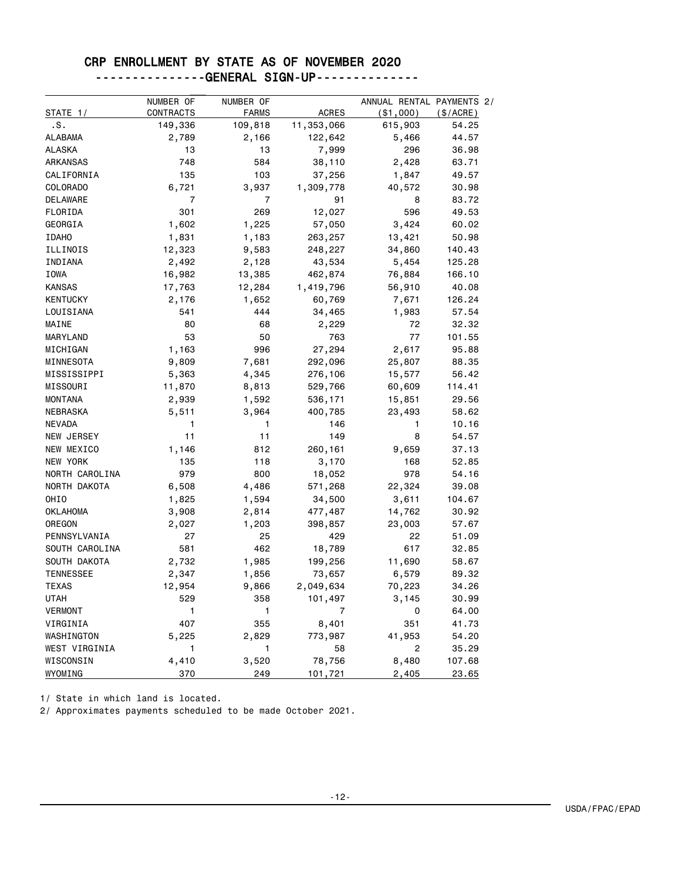# CRP ENROLLMENT BY STATE AS OF NOVEMBER 2020

## ---------------GENERAL SIGN-UP--------------

| STATE 1/ | NUMBER OF CONTRACTS | NUMBER OF FARMS | ACRES | ANNUAL RENTAL PAYMENTS 2/ ($1,000) | ($/ACRE) |
|---|---|---|---|---|---|
| .S. | 149,336 | 109,818 | 11,353,066 | 615,903 | 54.25 |
| ALABAMA | 2,789 | 2,166 | 122,642 | 5,466 | 44.57 |
| ALASKA | 13 | 13 | 7,999 | 296 | 36.98 |
| ARKANSAS | 748 | 584 | 38,110 | 2,428 | 63.71 |
| CALIFORNIA | 135 | 103 | 37,256 | 1,847 | 49.57 |
| COLORADO | 6,721 | 3,937 | 1,309,778 | 40,572 | 30.98 |
| DELAWARE | 7 | 7 | 91 | 8 | 83.72 |
| FLORIDA | 301 | 269 | 12,027 | 596 | 49.53 |
| GEORGIA | 1,602 | 1,225 | 57,050 | 3,424 | 60.02 |
| IDAHO | 1,831 | 1,183 | 263,257 | 13,421 | 50.98 |
| ILLINOIS | 12,323 | 9,583 | 248,227 | 34,860 | 140.43 |
| INDIANA | 2,492 | 2,128 | 43,534 | 5,454 | 125.28 |
| IOWA | 16,982 | 13,385 | 462,874 | 76,884 | 166.10 |
| KANSAS | 17,763 | 12,284 | 1,419,796 | 56,910 | 40.08 |
| KENTUCKY | 2,176 | 1,652 | 60,769 | 7,671 | 126.24 |
| LOUISIANA | 541 | 444 | 34,465 | 1,983 | 57.54 |
| MAINE | 80 | 68 | 2,229 | 72 | 32.32 |
| MARYLAND | 53 | 50 | 763 | 77 | 101.55 |
| MICHIGAN | 1,163 | 996 | 27,294 | 2,617 | 95.88 |
| MINNESOTA | 9,809 | 7,681 | 292,096 | 25,807 | 88.35 |
| MISSISSIPPI | 5,363 | 4,345 | 276,106 | 15,577 | 56.42 |
| MISSOURI | 11,870 | 8,813 | 529,766 | 60,609 | 114.41 |
| MONTANA | 2,939 | 1,592 | 536,171 | 15,851 | 29.56 |
| NEBRASKA | 5,511 | 3,964 | 400,785 | 23,493 | 58.62 |
| NEVADA | 1 | 1 | 146 | 1 | 10.16 |
| NEW JERSEY | 11 | 11 | 149 | 8 | 54.57 |
| NEW MEXICO | 1,146 | 812 | 260,161 | 9,659 | 37.13 |
| NEW YORK | 135 | 118 | 3,170 | 168 | 52.85 |
| NORTH CAROLINA | 979 | 800 | 18,052 | 978 | 54.16 |
| NORTH DAKOTA | 6,508 | 4,486 | 571,268 | 22,324 | 39.08 |
| OHIO | 1,825 | 1,594 | 34,500 | 3,611 | 104.67 |
| OKLAHOMA | 3,908 | 2,814 | 477,487 | 14,762 | 30.92 |
| OREGON | 2,027 | 1,203 | 398,857 | 23,003 | 57.67 |
| PENNSYLVANIA | 27 | 25 | 429 | 22 | 51.09 |
| SOUTH CAROLINA | 581 | 462 | 18,789 | 617 | 32.85 |
| SOUTH DAKOTA | 2,732 | 1,985 | 199,256 | 11,690 | 58.67 |
| TENNESSEE | 2,347 | 1,856 | 73,657 | 6,579 | 89.32 |
| TEXAS | 12,954 | 9,866 | 2,049,634 | 70,223 | 34.26 |
| UTAH | 529 | 358 | 101,497 | 3,145 | 30.99 |
| VERMONT | 1 | 1 | 7 | 0 | 64.00 |
| VIRGINIA | 407 | 355 | 8,401 | 351 | 41.73 |
| WASHINGTON | 5,225 | 2,829 | 773,987 | 41,953 | 54.20 |
| WEST VIRGINIA | 1 | 1 | 58 | 2 | 35.29 |
| WISCONSIN | 4,410 | 3,520 | 78,756 | 8,480 | 107.68 |
| WYOMING | 370 | 249 | 101,721 | 2,405 | 23.65 |

1/ State in which land is located.

2/ Approximates payments scheduled to be made October 2021.

USDA/FPAC/EPAD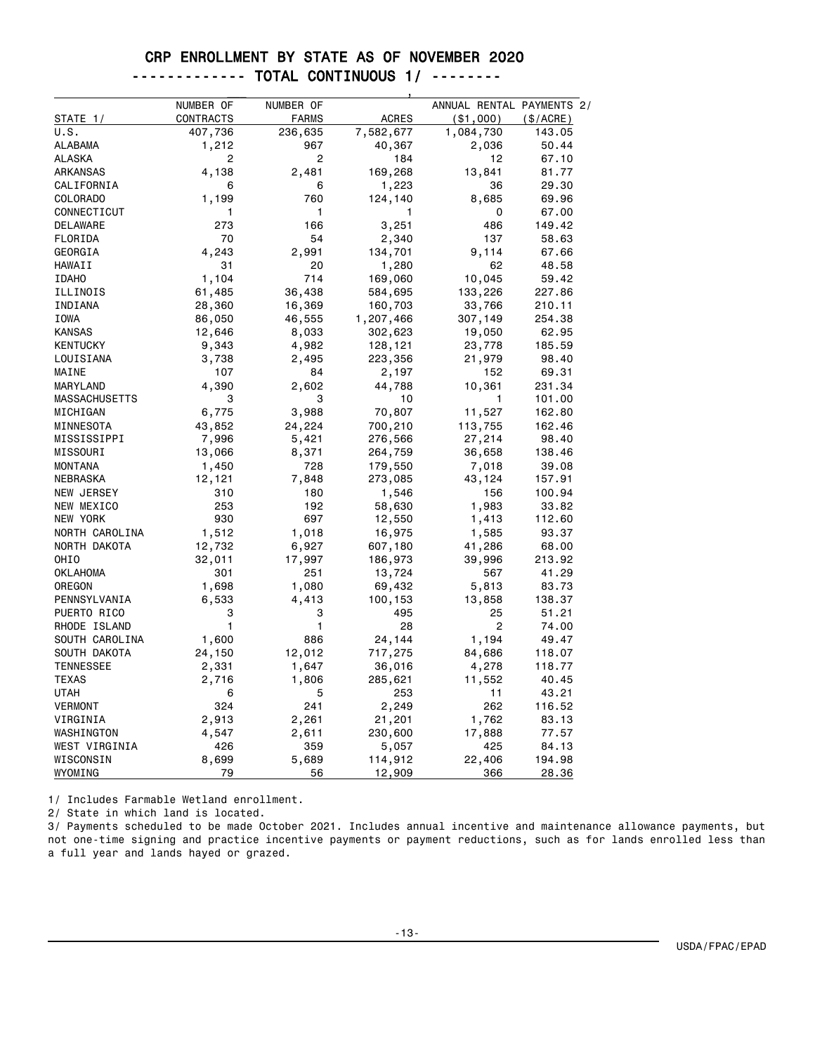# CRP ENROLLMENT BY STATE AS OF NOVEMBER 2020

## ------------- TOTAL CONTINUOUS 1/ --------

| STATE 1/ | NUMBER OF CONTRACTS | NUMBER OF FARMS | ACRES | ANNUAL RENTAL PAYMENTS 2/ ($1,000) | ($/ACRE) |
|---|---|---|---|---|---|
| U.S. | 407,736 | 236,635 | 7,582,677 | 1,084,730 | 143.05 |
| ALABAMA | 1,212 | 967 | 40,367 | 2,036 | 50.44 |
| ALASKA | 2 | 2 | 184 | 12 | 67.10 |
| ARKANSAS | 4,138 | 2,481 | 169,268 | 13,841 | 81.77 |
| CALIFORNIA | 6 | 6 | 1,223 | 36 | 29.30 |
| COLORADO | 1,199 | 760 | 124,140 | 8,685 | 69.96 |
| CONNECTICUT | 1 | 1 | 1 | 0 | 67.00 |
| DELAWARE | 273 | 166 | 3,251 | 486 | 149.42 |
| FLORIDA | 70 | 54 | 2,340 | 137 | 58.63 |
| GEORGIA | 4,243 | 2,991 | 134,701 | 9,114 | 67.66 |
| HAWAII | 31 | 20 | 1,280 | 62 | 48.58 |
| IDAHO | 1,104 | 714 | 169,060 | 10,045 | 59.42 |
| ILLINOIS | 61,485 | 36,438 | 584,695 | 133,226 | 227.86 |
| INDIANA | 28,360 | 16,369 | 160,703 | 33,766 | 210.11 |
| IOWA | 86,050 | 46,555 | 1,207,466 | 307,149 | 254.38 |
| KANSAS | 12,646 | 8,033 | 302,623 | 19,050 | 62.95 |
| KENTUCKY | 9,343 | 4,982 | 128,121 | 23,778 | 185.59 |
| LOUISIANA | 3,738 | 2,495 | 223,356 | 21,979 | 98.40 |
| MAINE | 107 | 84 | 2,197 | 152 | 69.31 |
| MARYLAND | 4,390 | 2,602 | 44,788 | 10,361 | 231.34 |
| MASSACHUSETTS | 3 | 3 | 10 | 1 | 101.00 |
| MICHIGAN | 6,775 | 3,988 | 70,807 | 11,527 | 162.80 |
| MINNESOTA | 43,852 | 24,224 | 700,210 | 113,755 | 162.46 |
| MISSISSIPPI | 7,996 | 5,421 | 276,566 | 27,214 | 98.40 |
| MISSOURI | 13,066 | 8,371 | 264,759 | 36,658 | 138.46 |
| MONTANA | 1,450 | 728 | 179,550 | 7,018 | 39.08 |
| NEBRASKA | 12,121 | 7,848 | 273,085 | 43,124 | 157.91 |
| NEW JERSEY | 310 | 180 | 1,546 | 156 | 100.94 |
| NEW MEXICO | 253 | 192 | 58,630 | 1,983 | 33.82 |
| NEW YORK | 930 | 697 | 12,550 | 1,413 | 112.60 |
| NORTH CAROLINA | 1,512 | 1,018 | 16,975 | 1,585 | 93.37 |
| NORTH DAKOTA | 12,732 | 6,927 | 607,180 | 41,286 | 68.00 |
| OHIO | 32,011 | 17,997 | 186,973 | 39,996 | 213.92 |
| OKLAHOMA | 301 | 251 | 13,724 | 567 | 41.29 |
| OREGON | 1,698 | 1,080 | 69,432 | 5,813 | 83.73 |
| PENNSYLVANIA | 6,533 | 4,413 | 100,153 | 13,858 | 138.37 |
| PUERTO RICO | 3 | 3 | 495 | 25 | 51.21 |
| RHODE ISLAND | 1 | 1 | 28 | 2 | 74.00 |
| SOUTH CAROLINA | 1,600 | 886 | 24,144 | 1,194 | 49.47 |
| SOUTH DAKOTA | 24,150 | 12,012 | 717,275 | 84,686 | 118.07 |
| TENNESSEE | 2,331 | 1,647 | 36,016 | 4,278 | 118.77 |
| TEXAS | 2,716 | 1,806 | 285,621 | 11,552 | 40.45 |
| UTAH | 6 | 5 | 253 | 11 | 43.21 |
| VERMONT | 324 | 241 | 2,249 | 262 | 116.52 |
| VIRGINIA | 2,913 | 2,261 | 21,201 | 1,762 | 83.13 |
| WASHINGTON | 4,547 | 2,611 | 230,600 | 17,888 | 77.57 |
| WEST VIRGINIA | 426 | 359 | 5,057 | 425 | 84.13 |
| WISCONSIN | 8,699 | 5,689 | 114,912 | 22,406 | 194.98 |
| WYOMING | 79 | 56 | 12,909 | 366 | 28.36 |

1/ Includes Farmable Wetland enrollment.

2/ State in which land is located.

3/ Payments scheduled to be made October 2021. Includes annual incentive and maintenance allowance payments, but not one-time signing and practice incentive payments or payment reductions, such as for lands enrolled less than a full year and lands hayed or grazed.

USDA/FPAC/EPAD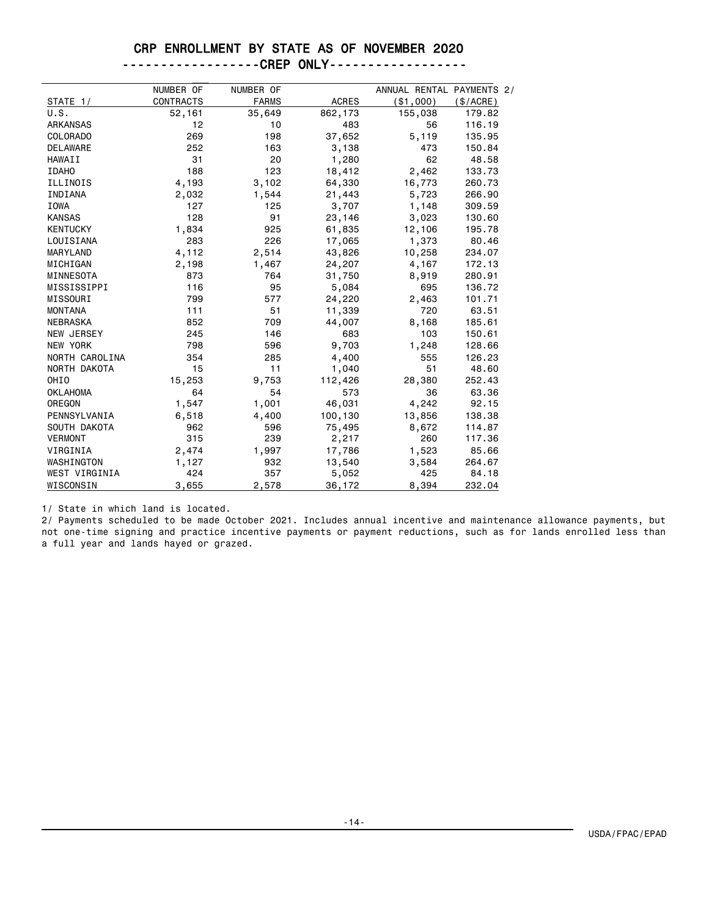# CRP ENROLLMENT BY STATE AS OF NOVEMBER 2020

## ------------------CREP ONLY------------------

| STATE 1/ | NUMBER OF CONTRACTS | NUMBER OF FARMS | ACRES | ANNUAL RENTAL PAYMENTS 2/ ($1,000) | ($/ACRE) |
|---|---|---|---|---|---|
| U.S. | 52,161 | 35,649 | 862,173 | 155,038 | 179.82 |
| ARKANSAS | 12 | 10 | 483 | 56 | 116.19 |
| COLORADO | 269 | 198 | 37,652 | 5,119 | 135.95 |
| DELAWARE | 252 | 163 | 3,138 | 473 | 150.84 |
| HAWAII | 31 | 20 | 1,280 | 62 | 48.58 |
| IDAHO | 188 | 123 | 18,412 | 2,462 | 133.73 |
| ILLINOIS | 4,193 | 3,102 | 64,330 | 16,773 | 260.73 |
| INDIANA | 2,032 | 1,544 | 21,443 | 5,723 | 266.90 |
| IOWA | 127 | 125 | 3,707 | 1,148 | 309.59 |
| KANSAS | 128 | 91 | 23,146 | 3,023 | 130.60 |
| KENTUCKY | 1,834 | 925 | 61,835 | 12,106 | 195.78 |
| LOUISIANA | 283 | 226 | 17,065 | 1,373 | 80.46 |
| MARYLAND | 4,112 | 2,514 | 43,826 | 10,258 | 234.07 |
| MICHIGAN | 2,198 | 1,467 | 24,207 | 4,167 | 172.13 |
| MINNESOTA | 873 | 764 | 31,750 | 8,919 | 280.91 |
| MISSISSIPPI | 116 | 95 | 5,084 | 695 | 136.72 |
| MISSOURI | 799 | 577 | 24,220 | 2,463 | 101.71 |
| MONTANA | 111 | 51 | 11,339 | 720 | 63.51 |
| NEBRASKA | 852 | 709 | 44,007 | 8,168 | 185.61 |
| NEW JERSEY | 245 | 146 | 683 | 103 | 150.61 |
| NEW YORK | 798 | 596 | 9,703 | 1,248 | 128.66 |
| NORTH CAROLINA | 354 | 285 | 4,400 | 555 | 126.23 |
| NORTH DAKOTA | 15 | 11 | 1,040 | 51 | 48.60 |
| OHIO | 15,253 | 9,753 | 112,426 | 28,380 | 252.43 |
| OKLAHOMA | 64 | 54 | 573 | 36 | 63.36 |
| OREGON | 1,547 | 1,001 | 46,031 | 4,242 | 92.15 |
| PENNSYLVANIA | 6,518 | 4,400 | 100,130 | 13,856 | 138.38 |
| SOUTH DAKOTA | 962 | 596 | 75,495 | 8,672 | 114.87 |
| VERMONT | 315 | 239 | 2,217 | 260 | 117.36 |
| VIRGINIA | 2,474 | 1,997 | 17,786 | 1,523 | 85.66 |
| WASHINGTON | 1,127 | 932 | 13,540 | 3,584 | 264.67 |
| WEST VIRGINIA | 424 | 357 | 5,052 | 425 | 84.18 |
| WISCONSIN | 3,655 | 2,578 | 36,172 | 8,394 | 232.04 |

1/ State in which land is located.

2/ Payments scheduled to be made October 2021. Includes annual incentive and maintenance allowance payments, but not one-time signing and practice incentive payments or payment reductions, such as for lands enrolled less than a full year and lands hayed or grazed.

USDA/FPAC/EPAD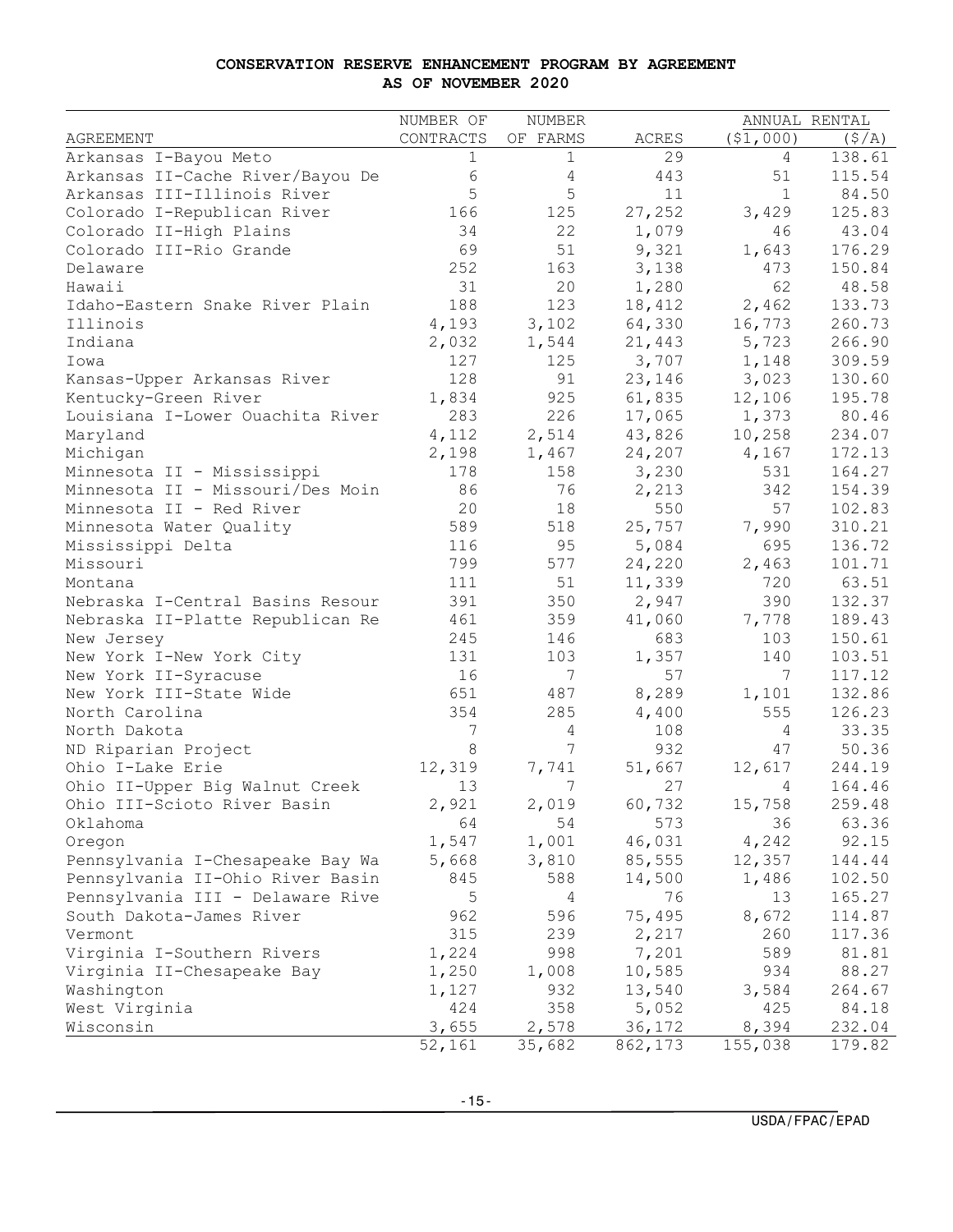**CONSERVATION RESERVE ENHANCEMENT PROGRAM BY AGREEMENT**
**AS OF NOVEMBER 2020**

| AGREEMENT | NUMBER OF CONTRACTS | NUMBER OF FARMS | ACRES | ANNUAL RENTAL ($1,000) | ANNUAL RENTAL ($/A) |
|---|---|---|---|---|---|
| Arkansas I-Bayou Meto | 1 | 1 | 29 | 4 | 138.61 |
| Arkansas II-Cache River/Bayou De | 6 | 4 | 443 | 51 | 115.54 |
| Arkansas III-Illinois River | 5 | 5 | 11 | 1 | 84.50 |
| Colorado I-Republican River | 166 | 125 | 27,252 | 3,429 | 125.83 |
| Colorado II-High Plains | 34 | 22 | 1,079 | 46 | 43.04 |
| Colorado III-Rio Grande | 69 | 51 | 9,321 | 1,643 | 176.29 |
| Delaware | 252 | 163 | 3,138 | 473 | 150.84 |
| Hawaii | 31 | 20 | 1,280 | 62 | 48.58 |
| Idaho-Eastern Snake River Plain | 188 | 123 | 18,412 | 2,462 | 133.73 |
| Illinois | 4,193 | 3,102 | 64,330 | 16,773 | 260.73 |
| Indiana | 2,032 | 1,544 | 21,443 | 5,723 | 266.90 |
| Iowa | 127 | 125 | 3,707 | 1,148 | 309.59 |
| Kansas-Upper Arkansas River | 128 | 91 | 23,146 | 3,023 | 130.60 |
| Kentucky-Green River | 1,834 | 925 | 61,835 | 12,106 | 195.78 |
| Louisiana I-Lower Ouachita River | 283 | 226 | 17,065 | 1,373 | 80.46 |
| Maryland | 4,112 | 2,514 | 43,826 | 10,258 | 234.07 |
| Michigan | 2,198 | 1,467 | 24,207 | 4,167 | 172.13 |
| Minnesota II - Mississippi | 178 | 158 | 3,230 | 531 | 164.27 |
| Minnesota II - Missouri/Des Moin | 86 | 76 | 2,213 | 342 | 154.39 |
| Minnesota II - Red River | 20 | 18 | 550 | 57 | 102.83 |
| Minnesota Water Quality | 589 | 518 | 25,757 | 7,990 | 310.21 |
| Mississippi Delta | 116 | 95 | 5,084 | 695 | 136.72 |
| Missouri | 799 | 577 | 24,220 | 2,463 | 101.71 |
| Montana | 111 | 51 | 11,339 | 720 | 63.51 |
| Nebraska I-Central Basins Resour | 391 | 350 | 2,947 | 390 | 132.37 |
| Nebraska II-Platte Republican Re | 461 | 359 | 41,060 | 7,778 | 189.43 |
| New Jersey | 245 | 146 | 683 | 103 | 150.61 |
| New York I-New York City | 131 | 103 | 1,357 | 140 | 103.51 |
| New York II-Syracuse | 16 | 7 | 57 | 7 | 117.12 |
| New York III-State Wide | 651 | 487 | 8,289 | 1,101 | 132.86 |
| North Carolina | 354 | 285 | 4,400 | 555 | 126.23 |
| North Dakota | 7 | 4 | 108 | 4 | 33.35 |
| ND Riparian Project | 8 | 7 | 932 | 47 | 50.36 |
| Ohio I-Lake Erie | 12,319 | 7,741 | 51,667 | 12,617 | 244.19 |
| Ohio II-Upper Big Walnut Creek | 13 | 7 | 27 | 4 | 164.46 |
| Ohio III-Scioto River Basin | 2,921 | 2,019 | 60,732 | 15,758 | 259.48 |
| Oklahoma | 64 | 54 | 573 | 36 | 63.36 |
| Oregon | 1,547 | 1,001 | 46,031 | 4,242 | 92.15 |
| Pennsylvania I-Chesapeake Bay Wa | 5,668 | 3,810 | 85,555 | 12,357 | 144.44 |
| Pennsylvania II-Ohio River Basin | 845 | 588 | 14,500 | 1,486 | 102.50 |
| Pennsylvania III - Delaware Rive | 5 | 4 | 76 | 13 | 165.27 |
| South Dakota-James River | 962 | 596 | 75,495 | 8,672 | 114.87 |
| Vermont | 315 | 239 | 2,217 | 260 | 117.36 |
| Virginia I-Southern Rivers | 1,224 | 998 | 7,201 | 589 | 81.81 |
| Virginia II-Chesapeake Bay | 1,250 | 1,008 | 10,585 | 934 | 88.27 |
| Washington | 1,127 | 932 | 13,540 | 3,584 | 264.67 |
| West Virginia | 424 | 358 | 5,052 | 425 | 84.18 |
| Wisconsin | 3,655 | 2,578 | 36,172 | 8,394 | 232.04 |
| | 52,161 | 35,682 | 862,173 | 155,038 | 179.82 |

USDA/FPAC/EPAD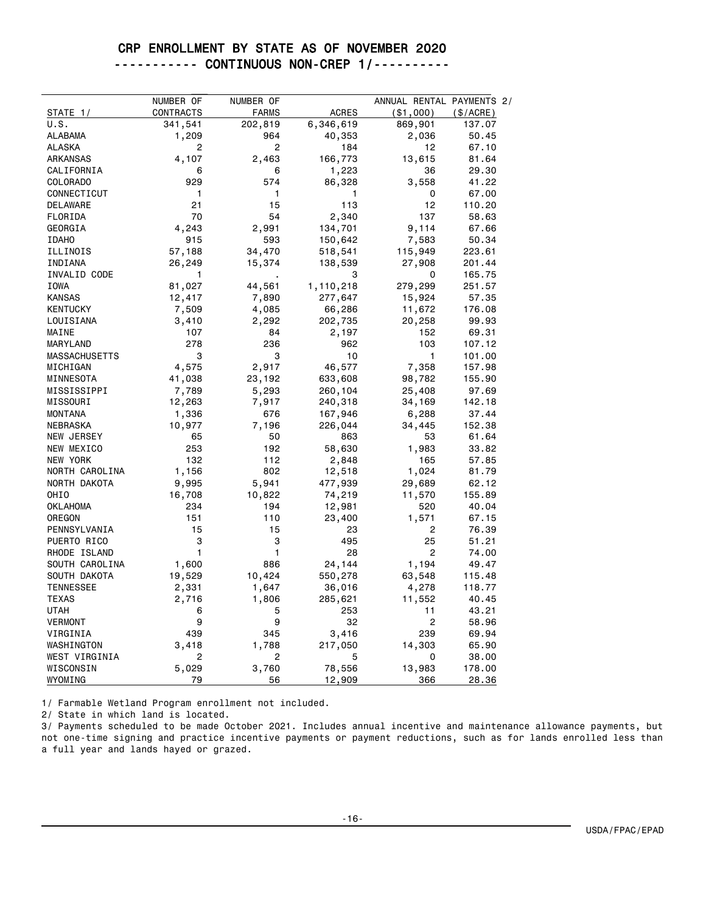# CRP ENROLLMENT BY STATE AS OF NOVEMBER 2020

## ---------- CONTINUOUS NON-CREP 1/----------

| STATE 1/ | NUMBER OF CONTRACTS | NUMBER OF FARMS | ACRES | ANNUAL RENTAL PAYMENTS 2/ ($1,000) | ($/ACRE) |
|---|---|---|---|---|---|
| U.S. | 341,541 | 202,819 | 6,346,619 | 869,901 | 137.07 |
| ALABAMA | 1,209 | 964 | 40,353 | 2,036 | 50.45 |
| ALASKA | 2 | 2 | 184 | 12 | 67.10 |
| ARKANSAS | 4,107 | 2,463 | 166,773 | 13,615 | 81.64 |
| CALIFORNIA | 6 | 6 | 1,223 | 36 | 29.30 |
| COLORADO | 929 | 574 | 86,328 | 3,558 | 41.22 |
| CONNECTICUT | 1 | 1 | 1 | 0 | 67.00 |
| DELAWARE | 21 | 15 | 113 | 12 | 110.20 |
| FLORIDA | 70 | 54 | 2,340 | 137 | 58.63 |
| GEORGIA | 4,243 | 2,991 | 134,701 | 9,114 | 67.66 |
| IDAHO | 915 | 593 | 150,642 | 7,583 | 50.34 |
| ILLINOIS | 57,188 | 34,470 | 518,541 | 115,949 | 223.61 |
| INDIANA | 26,249 | 15,374 | 138,539 | 27,908 | 201.44 |
| INVALID CODE | 1 | . | 3 | 0 | 165.75 |
| IOWA | 81,027 | 44,561 | 1,110,218 | 279,299 | 251.57 |
| KANSAS | 12,417 | 7,890 | 277,647 | 15,924 | 57.35 |
| KENTUCKY | 7,509 | 4,085 | 66,286 | 11,672 | 176.08 |
| LOUISIANA | 3,410 | 2,292 | 202,735 | 20,258 | 99.93 |
| MAINE | 107 | 84 | 2,197 | 152 | 69.31 |
| MARYLAND | 278 | 236 | 962 | 103 | 107.12 |
| MASSACHUSETTS | 3 | 3 | 10 | 1 | 101.00 |
| MICHIGAN | 4,575 | 2,917 | 46,577 | 7,358 | 157.98 |
| MINNESOTA | 41,038 | 23,192 | 633,608 | 98,782 | 155.90 |
| MISSISSIPPI | 7,789 | 5,293 | 260,104 | 25,408 | 97.69 |
| MISSOURI | 12,263 | 7,917 | 240,318 | 34,169 | 142.18 |
| MONTANA | 1,336 | 676 | 167,946 | 6,288 | 37.44 |
| NEBRASKA | 10,977 | 7,196 | 226,044 | 34,445 | 152.38 |
| NEW JERSEY | 65 | 50 | 863 | 53 | 61.64 |
| NEW MEXICO | 253 | 192 | 58,630 | 1,983 | 33.82 |
| NEW YORK | 132 | 112 | 2,848 | 165 | 57.85 |
| NORTH CAROLINA | 1,156 | 802 | 12,518 | 1,024 | 81.79 |
| NORTH DAKOTA | 9,995 | 5,941 | 477,939 | 29,689 | 62.12 |
| OHIO | 16,708 | 10,822 | 74,219 | 11,570 | 155.89 |
| OKLAHOMA | 234 | 194 | 12,981 | 520 | 40.04 |
| OREGON | 151 | 110 | 23,400 | 1,571 | 67.15 |
| PENNSYLVANIA | 15 | 15 | 23 | 2 | 76.39 |
| PUERTO RICO | 3 | 3 | 495 | 25 | 51.21 |
| RHODE ISLAND | 1 | 1 | 28 | 2 | 74.00 |
| SOUTH CAROLINA | 1,600 | 886 | 24,144 | 1,194 | 49.47 |
| SOUTH DAKOTA | 19,529 | 10,424 | 550,278 | 63,548 | 115.48 |
| TENNESSEE | 2,331 | 1,647 | 36,016 | 4,278 | 118.77 |
| TEXAS | 2,716 | 1,806 | 285,621 | 11,552 | 40.45 |
| UTAH | 6 | 5 | 253 | 11 | 43.21 |
| VERMONT | 9 | 9 | 32 | 2 | 58.96 |
| VIRGINIA | 439 | 345 | 3,416 | 239 | 69.94 |
| WASHINGTON | 3,418 | 1,788 | 217,050 | 14,303 | 65.90 |
| WEST VIRGINIA | 2 | 2 | 5 | 0 | 38.00 |
| WISCONSIN | 5,029 | 3,760 | 78,556 | 13,983 | 178.00 |
| WYOMING | 79 | 56 | 12,909 | 366 | 28.36 |

1/ Farmable Wetland Program enrollment not included.

2/ State in which land is located.

3/ Payments scheduled to be made October 2021. Includes annual incentive and maintenance allowance payments, but not one-time signing and practice incentive payments or payment reductions, such as for lands enrolled less than a full year and lands hayed or grazed.

USDA/FPAC/EPAD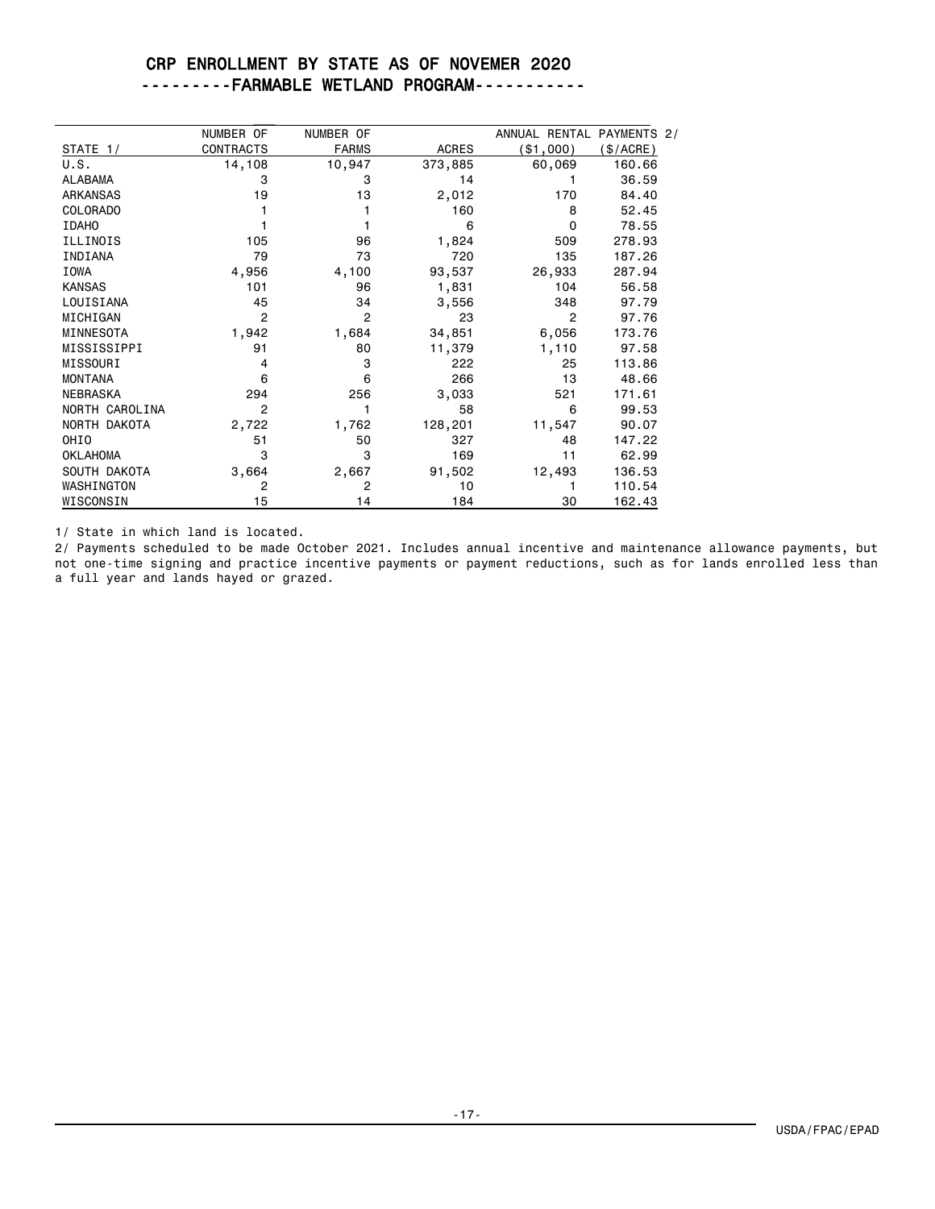# CRP ENROLLMENT BY STATE AS OF NOVEMER 2020

## ---------FARMABLE WETLAND PROGRAM-----------

| STATE 1/ | NUMBER OF CONTRACTS | NUMBER OF FARMS | ACRES | ANNUAL RENTAL PAYMENTS 2/ ($1,000) | ($/ACRE) |
|---|---|---|---|---|---|
| U.S. | 14,108 | 10,947 | 373,885 | 60,069 | 160.66 |
| ALABAMA | 3 | 3 | 14 | 1 | 36.59 |
| ARKANSAS | 19 | 13 | 2,012 | 170 | 84.40 |
| COLORADO | 1 | 1 | 160 | 8 | 52.45 |
| IDAHO | 1 | 1 | 6 | 0 | 78.55 |
| ILLINOIS | 105 | 96 | 1,824 | 509 | 278.93 |
| INDIANA | 79 | 73 | 720 | 135 | 187.26 |
| IOWA | 4,956 | 4,100 | 93,537 | 26,933 | 287.94 |
| KANSAS | 101 | 96 | 1,831 | 104 | 56.58 |
| LOUISIANA | 45 | 34 | 3,556 | 348 | 97.79 |
| MICHIGAN | 2 | 2 | 23 | 2 | 97.76 |
| MINNESOTA | 1,942 | 1,684 | 34,851 | 6,056 | 173.76 |
| MISSISSIPPI | 91 | 80 | 11,379 | 1,110 | 97.58 |
| MISSOURI | 4 | 3 | 222 | 25 | 113.86 |
| MONTANA | 6 | 6 | 266 | 13 | 48.66 |
| NEBRASKA | 294 | 256 | 3,033 | 521 | 171.61 |
| NORTH CAROLINA | 2 | 1 | 58 | 6 | 99.53 |
| NORTH DAKOTA | 2,722 | 1,762 | 128,201 | 11,547 | 90.07 |
| OHIO | 51 | 50 | 327 | 48 | 147.22 |
| OKLAHOMA | 3 | 3 | 169 | 11 | 62.99 |
| SOUTH DAKOTA | 3,664 | 2,667 | 91,502 | 12,493 | 136.53 |
| WASHINGTON | 2 | 2 | 10 | 1 | 110.54 |
| WISCONSIN | 15 | 14 | 184 | 30 | 162.43 |

1/ State in which land is located.

2/ Payments scheduled to be made October 2021. Includes annual incentive and maintenance allowance payments, but not one-time signing and practice incentive payments or payment reductions, such as for lands enrolled less than a full year and lands hayed or grazed.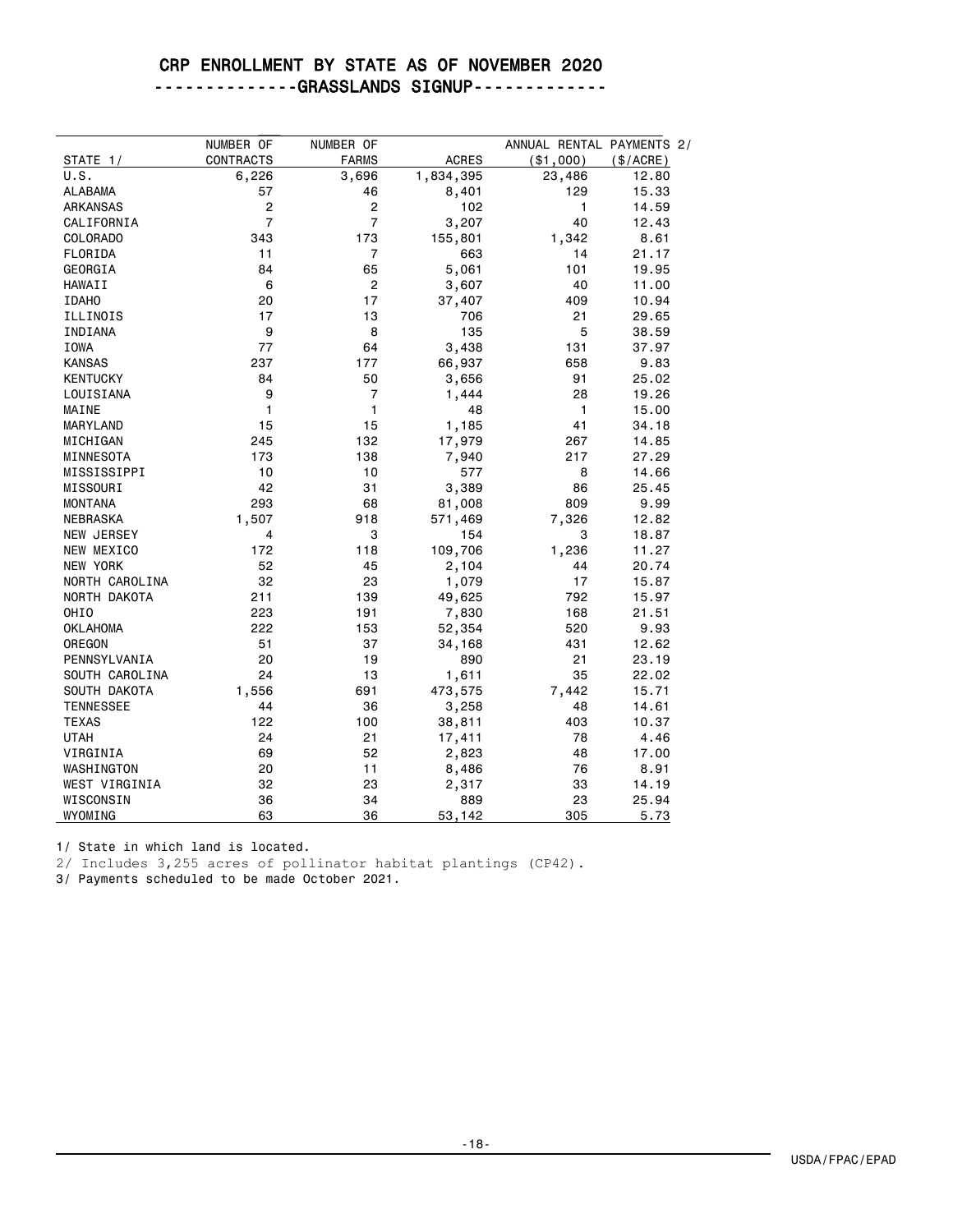# CRP ENROLLMENT BY STATE AS OF NOVEMBER 2020

## -------------GRASSLANDS SIGNUP------------

| STATE 1/ | NUMBER OF CONTRACTS | NUMBER OF FARMS | ACRES | ANNUAL RENTAL PAYMENTS 2/ ($1,000) | ($/ACRE) |
|---|---|---|---|---|---|
| U.S. | 6,226 | 3,696 | 1,834,395 | 23,486 | 12.80 |
| ALABAMA | 57 | 46 | 8,401 | 129 | 15.33 |
| ARKANSAS | 2 | 2 | 102 | 1 | 14.59 |
| CALIFORNIA | 7 | 7 | 3,207 | 40 | 12.43 |
| COLORADO | 343 | 173 | 155,801 | 1,342 | 8.61 |
| FLORIDA | 11 | 7 | 663 | 14 | 21.17 |
| GEORGIA | 84 | 65 | 5,061 | 101 | 19.95 |
| HAWAII | 6 | 2 | 3,607 | 40 | 11.00 |
| IDAHO | 20 | 17 | 37,407 | 409 | 10.94 |
| ILLINOIS | 17 | 13 | 706 | 21 | 29.65 |
| INDIANA | 9 | 8 | 135 | 5 | 38.59 |
| IOWA | 77 | 64 | 3,438 | 131 | 37.97 |
| KANSAS | 237 | 177 | 66,937 | 658 | 9.83 |
| KENTUCKY | 84 | 50 | 3,656 | 91 | 25.02 |
| LOUISIANA | 9 | 7 | 1,444 | 28 | 19.26 |
| MAINE | 1 | 1 | 48 | 1 | 15.00 |
| MARYLAND | 15 | 15 | 1,185 | 41 | 34.18 |
| MICHIGAN | 245 | 132 | 17,979 | 267 | 14.85 |
| MINNESOTA | 173 | 138 | 7,940 | 217 | 27.29 |
| MISSISSIPPI | 10 | 10 | 577 | 8 | 14.66 |
| MISSOURI | 42 | 31 | 3,389 | 86 | 25.45 |
| MONTANA | 293 | 68 | 81,008 | 809 | 9.99 |
| NEBRASKA | 1,507 | 918 | 571,469 | 7,326 | 12.82 |
| NEW JERSEY | 4 | 3 | 154 | 3 | 18.87 |
| NEW MEXICO | 172 | 118 | 109,706 | 1,236 | 11.27 |
| NEW YORK | 52 | 45 | 2,104 | 44 | 20.74 |
| NORTH CAROLINA | 32 | 23 | 1,079 | 17 | 15.87 |
| NORTH DAKOTA | 211 | 139 | 49,625 | 792 | 15.97 |
| OHIO | 223 | 191 | 7,830 | 168 | 21.51 |
| OKLAHOMA | 222 | 153 | 52,354 | 520 | 9.93 |
| OREGON | 51 | 37 | 34,168 | 431 | 12.62 |
| PENNSYLVANIA | 20 | 19 | 890 | 21 | 23.19 |
| SOUTH CAROLINA | 24 | 13 | 1,611 | 35 | 22.02 |
| SOUTH DAKOTA | 1,556 | 691 | 473,575 | 7,442 | 15.71 |
| TENNESSEE | 44 | 36 | 3,258 | 48 | 14.61 |
| TEXAS | 122 | 100 | 38,811 | 403 | 10.37 |
| UTAH | 24 | 21 | 17,411 | 78 | 4.46 |
| VIRGINIA | 69 | 52 | 2,823 | 48 | 17.00 |
| WASHINGTON | 20 | 11 | 8,486 | 76 | 8.91 |
| WEST VIRGINIA | 32 | 23 | 2,317 | 33 | 14.19 |
| WISCONSIN | 36 | 34 | 889 | 23 | 25.94 |
| WYOMING | 63 | 36 | 53,142 | 305 | 5.73 |

1/ State in which land is located.

2/ Includes 3,255 acres of pollinator habitat plantings (CP42).

3/ Payments scheduled to be made October 2021.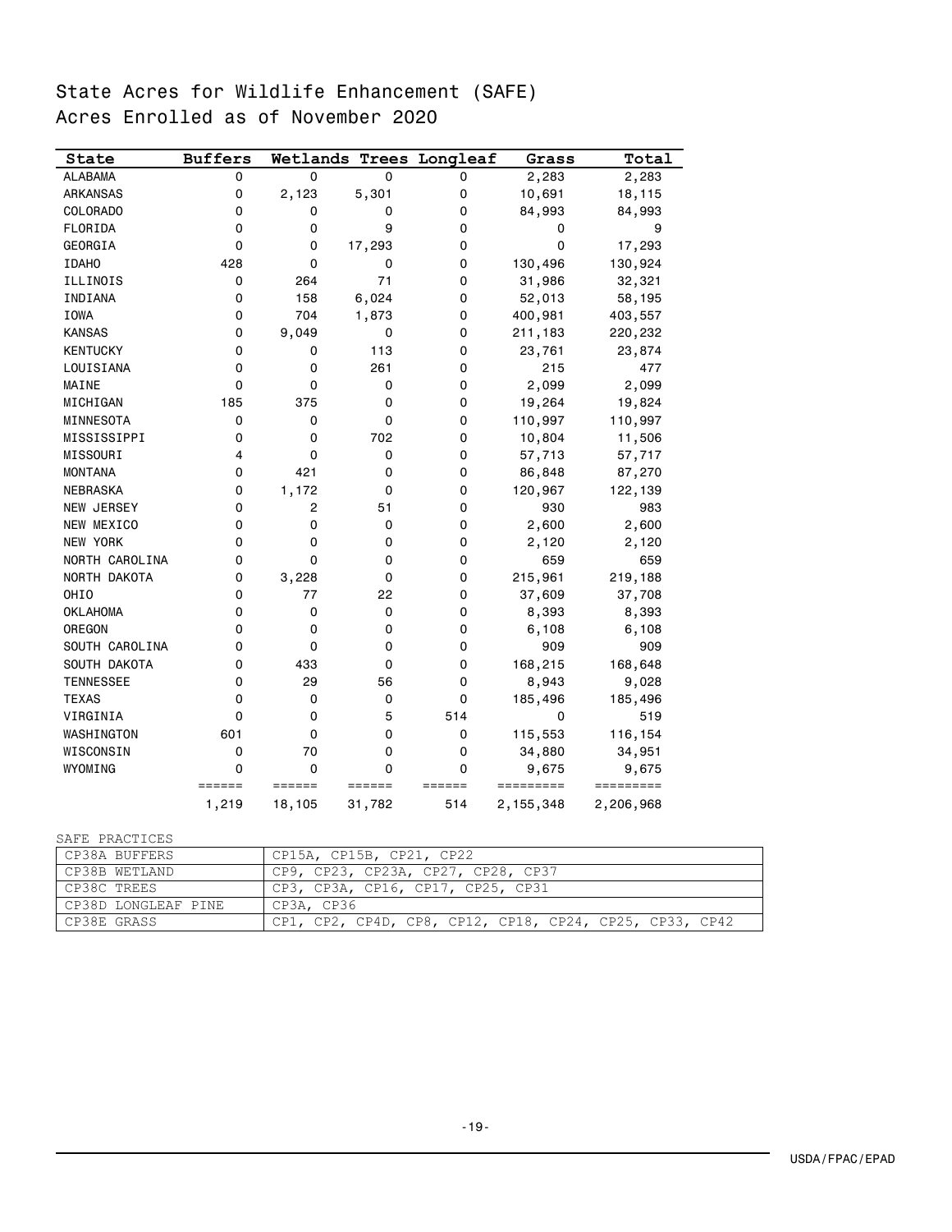# State Acres for Wildlife Enhancement (SAFE)
## Acres Enrolled as of November 2020

| State | Buffers | Wetlands | Trees | Longleaf | Grass | Total |
|---|---|---|---|---|---|---|
| ALABAMA | 0 | 0 | 0 | 0 | 2,283 | 2,283 |
| ARKANSAS | 0 | 2,123 | 5,301 | 0 | 10,691 | 18,115 |
| COLORADO | 0 | 0 | 0 | 0 | 84,993 | 84,993 |
| FLORIDA | 0 | 0 | 9 | 0 | 0 | 9 |
| GEORGIA | 0 | 0 | 17,293 | 0 | 0 | 17,293 |
| IDAHO | 428 | 0 | 0 | 0 | 130,496 | 130,924 |
| ILLINOIS | 0 | 264 | 71 | 0 | 31,986 | 32,321 |
| INDIANA | 0 | 158 | 6,024 | 0 | 52,013 | 58,195 |
| IOWA | 0 | 704 | 1,873 | 0 | 400,981 | 403,557 |
| KANSAS | 0 | 9,049 | 0 | 0 | 211,183 | 220,232 |
| KENTUCKY | 0 | 0 | 113 | 0 | 23,761 | 23,874 |
| LOUISIANA | 0 | 0 | 261 | 0 | 215 | 477 |
| MAINE | 0 | 0 | 0 | 0 | 2,099 | 2,099 |
| MICHIGAN | 185 | 375 | 0 | 0 | 19,264 | 19,824 |
| MINNESOTA | 0 | 0 | 0 | 0 | 110,997 | 110,997 |
| MISSISSIPPI | 0 | 0 | 702 | 0 | 10,804 | 11,506 |
| MISSOURI | 4 | 0 | 0 | 0 | 57,713 | 57,717 |
| MONTANA | 0 | 421 | 0 | 0 | 86,848 | 87,270 |
| NEBRASKA | 0 | 1,172 | 0 | 0 | 120,967 | 122,139 |
| NEW JERSEY | 0 | 2 | 51 | 0 | 930 | 983 |
| NEW MEXICO | 0 | 0 | 0 | 0 | 2,600 | 2,600 |
| NEW YORK | 0 | 0 | 0 | 0 | 2,120 | 2,120 |
| NORTH CAROLINA | 0 | 0 | 0 | 0 | 659 | 659 |
| NORTH DAKOTA | 0 | 3,228 | 0 | 0 | 215,961 | 219,188 |
| OHIO | 0 | 77 | 22 | 0 | 37,609 | 37,708 |
| OKLAHOMA | 0 | 0 | 0 | 0 | 8,393 | 8,393 |
| OREGON | 0 | 0 | 0 | 0 | 6,108 | 6,108 |
| SOUTH CAROLINA | 0 | 0 | 0 | 0 | 909 | 909 |
| SOUTH DAKOTA | 0 | 433 | 0 | 0 | 168,215 | 168,648 |
| TENNESSEE | 0 | 29 | 56 | 0 | 8,943 | 9,028 |
| TEXAS | 0 | 0 | 0 | 0 | 185,496 | 185,496 |
| VIRGINIA | 0 | 0 | 5 | 514 | 0 | 519 |
| WASHINGTON | 601 | 0 | 0 | 0 | 115,553 | 116,154 |
| WISCONSIN | 0 | 70 | 0 | 0 | 34,880 | 34,951 |
| WYOMING | 0 | 0 | 0 | 0 | 9,675 | 9,675 |
| | 1,219 | 18,105 | 31,782 | 514 | 2,155,348 | 2,206,968 |

SAFE PRACTICES

| | |
|---|---|
| CP38A BUFFERS | CP15A, CP15B, CP21, CP22 |
| CP38B WETLAND | CP9, CP23, CP23A, CP27, CP28, CP37 |
| CP38C TREES | CP3, CP3A, CP16, CP17, CP25, CP31 |
| CP38D LONGLEAF PINE | CP3A, CP36 |
| CP38E GRASS | CP1, CP2, CP4D, CP8, CP12, CP18, CP24, CP25, CP33, CP42 |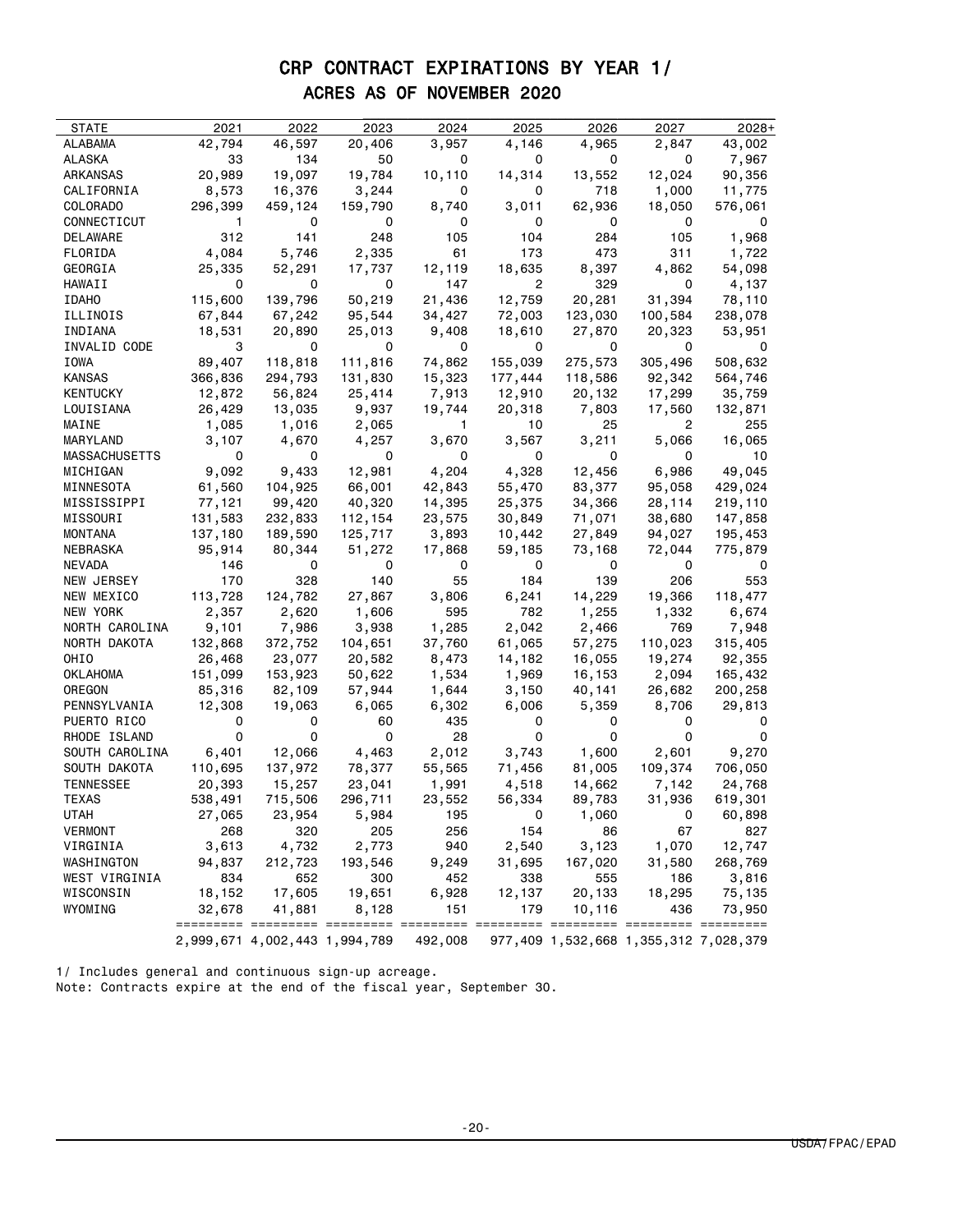# CRP CONTRACT EXPIRATIONS BY YEAR 1/

## ACRES AS OF NOVEMBER 2020

| STATE | 2021 | 2022 | 2023 | 2024 | 2025 | 2026 | 2027 | 2028+ |
|---|---|---|---|---|---|---|---|---|
| ALABAMA | 42,794 | 46,597 | 20,406 | 3,957 | 4,146 | 4,965 | 2,847 | 43,002 |
| ALASKA | 33 | 134 | 50 | 0 | 0 | 0 | 0 | 7,967 |
| ARKANSAS | 20,989 | 19,097 | 19,784 | 10,110 | 14,314 | 13,552 | 12,024 | 90,356 |
| CALIFORNIA | 8,573 | 16,376 | 3,244 | 0 | 0 | 718 | 1,000 | 11,775 |
| COLORADO | 296,399 | 459,124 | 159,790 | 8,740 | 3,011 | 62,936 | 18,050 | 576,061 |
| CONNECTICUT | 1 | 0 | 0 | 0 | 0 | 0 | 0 | 0 |
| DELAWARE | 312 | 141 | 248 | 105 | 104 | 284 | 105 | 1,968 |
| FLORIDA | 4,084 | 5,746 | 2,335 | 61 | 173 | 473 | 311 | 1,722 |
| GEORGIA | 25,335 | 52,291 | 17,737 | 12,119 | 18,635 | 8,397 | 4,862 | 54,098 |
| HAWAII | 0 | 0 | 0 | 147 | 2 | 329 | 0 | 4,137 |
| IDAHO | 115,600 | 139,796 | 50,219 | 21,436 | 12,759 | 20,281 | 31,394 | 78,110 |
| ILLINOIS | 67,844 | 67,242 | 95,544 | 34,427 | 72,003 | 123,030 | 100,584 | 238,078 |
| INDIANA | 18,531 | 20,890 | 25,013 | 9,408 | 18,610 | 27,870 | 20,323 | 53,951 |
| INVALID CODE | 3 | 0 | 0 | 0 | 0 | 0 | 0 | 0 |
| IOWA | 89,407 | 118,818 | 111,816 | 74,862 | 155,039 | 275,573 | 305,496 | 508,632 |
| KANSAS | 366,836 | 294,793 | 131,830 | 15,323 | 177,444 | 118,586 | 92,342 | 564,746 |
| KENTUCKY | 12,872 | 56,824 | 25,414 | 7,913 | 12,910 | 20,132 | 17,299 | 35,759 |
| LOUISIANA | 26,429 | 13,035 | 9,937 | 19,744 | 20,318 | 7,803 | 17,560 | 132,871 |
| MAINE | 1,085 | 1,016 | 2,065 | 1 | 10 | 25 | 2 | 255 |
| MARYLAND | 3,107 | 4,670 | 4,257 | 3,670 | 3,567 | 3,211 | 5,066 | 16,065 |
| MASSACHUSETTS | 0 | 0 | 0 | 0 | 0 | 0 | 0 | 10 |
| MICHIGAN | 9,092 | 9,433 | 12,981 | 4,204 | 4,328 | 12,456 | 6,986 | 49,045 |
| MINNESOTA | 61,560 | 104,925 | 66,001 | 42,843 | 55,470 | 83,377 | 95,058 | 429,024 |
| MISSISSIPPI | 77,121 | 99,420 | 40,320 | 14,395 | 25,375 | 34,366 | 28,114 | 219,110 |
| MISSOURI | 131,583 | 232,833 | 112,154 | 23,575 | 30,849 | 71,071 | 38,680 | 147,858 |
| MONTANA | 137,180 | 189,590 | 125,717 | 3,893 | 10,442 | 27,849 | 94,027 | 195,453 |
| NEBRASKA | 95,914 | 80,344 | 51,272 | 17,868 | 59,185 | 73,168 | 72,044 | 775,879 |
| NEVADA | 146 | 0 | 0 | 0 | 0 | 0 | 0 | 0 |
| NEW JERSEY | 170 | 328 | 140 | 55 | 184 | 139 | 206 | 553 |
| NEW MEXICO | 113,728 | 124,782 | 27,867 | 3,806 | 6,241 | 14,229 | 19,366 | 118,477 |
| NEW YORK | 2,357 | 2,620 | 1,606 | 595 | 782 | 1,255 | 1,332 | 6,674 |
| NORTH CAROLINA | 9,101 | 7,986 | 3,938 | 1,285 | 2,042 | 2,466 | 769 | 7,948 |
| NORTH DAKOTA | 132,868 | 372,752 | 104,651 | 37,760 | 61,065 | 57,275 | 110,023 | 315,405 |
| OHIO | 26,468 | 23,077 | 20,582 | 8,473 | 14,182 | 16,055 | 19,274 | 92,355 |
| OKLAHOMA | 151,099 | 153,923 | 50,622 | 1,534 | 1,969 | 16,153 | 2,094 | 165,432 |
| OREGON | 85,316 | 82,109 | 57,944 | 1,644 | 3,150 | 40,141 | 26,682 | 200,258 |
| PENNSYLVANIA | 12,308 | 19,063 | 6,065 | 6,302 | 6,006 | 5,359 | 8,706 | 29,813 |
| PUERTO RICO | 0 | 0 | 60 | 435 | 0 | 0 | 0 | 0 |
| RHODE ISLAND | 0 | 0 | 0 | 28 | 0 | 0 | 0 | 0 |
| SOUTH CAROLINA | 6,401 | 12,066 | 4,463 | 2,012 | 3,743 | 1,600 | 2,601 | 9,270 |
| SOUTH DAKOTA | 110,695 | 137,972 | 78,377 | 55,565 | 71,456 | 81,005 | 109,374 | 706,050 |
| TENNESSEE | 20,393 | 15,257 | 23,041 | 1,991 | 4,518 | 14,662 | 7,142 | 24,768 |
| TEXAS | 538,491 | 715,506 | 296,711 | 23,552 | 56,334 | 89,783 | 31,936 | 619,301 |
| UTAH | 27,065 | 23,954 | 5,984 | 195 | 0 | 1,060 | 0 | 60,898 |
| VERMONT | 268 | 320 | 205 | 256 | 154 | 86 | 67 | 827 |
| VIRGINIA | 3,613 | 4,732 | 2,773 | 940 | 2,540 | 3,123 | 1,070 | 12,747 |
| WASHINGTON | 94,837 | 212,723 | 193,546 | 9,249 | 31,695 | 167,020 | 31,580 | 268,769 |
| WEST VIRGINIA | 834 | 652 | 300 | 452 | 338 | 555 | 186 | 3,816 |
| WISCONSIN | 18,152 | 17,605 | 19,651 | 6,928 | 12,137 | 20,133 | 18,295 | 75,135 |
| WYOMING | 32,678 | 41,881 | 8,128 | 151 | 179 | 10,116 | 436 | 73,950 |
| | 2,999,671 | 4,002,443 | 1,994,789 | 492,008 | 977,409 | 1,532,668 | 1,355,312 | 7,028,379 |

1/ Includes general and continuous sign-up acreage.
Note: Contracts expire at the end of the fiscal year, September 30.

USDA/FPAC/EPAD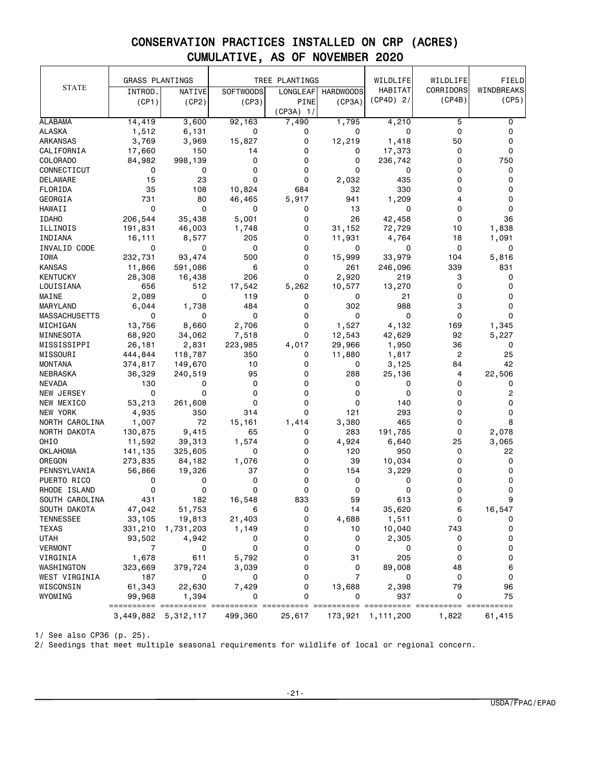# CONSERVATION PRACTICES INSTALLED ON CRP (ACRES)
## CUMULATIVE, AS OF NOVEMBER 2020

| STATE | GRASS PLANTINGS | | TREE PLANTINGS | | | WILDLIFE HABITAT (CP4D) 2/ | WILDLIFE CORRIDORS (CP4B) | FIELD WINDBREAKS (CP5) |
|---|---|---|---|---|---|---|---|---|
| | INTROD. (CP1) | NATIVE (CP2) | SOFTWOODS (CP3) | LONGLEAF PINE (CP3A) 1/ | HARDWOODS (CP3A) | | | |
| ALABAMA | 14,419 | 3,600 | 92,163 | 7,490 | 1,795 | 4,210 | 5 | 0 |
| ALASKA | 1,512 | 6,131 | 0 | 0 | 0 | 0 | 0 | 0 |
| ARKANSAS | 3,769 | 3,969 | 15,827 | 0 | 12,219 | 1,418 | 50 | 0 |
| CALIFORNIA | 17,660 | 150 | 14 | 0 | 0 | 17,373 | 0 | 0 |
| COLORADO | 84,982 | 998,139 | 0 | 0 | 0 | 236,742 | 0 | 750 |
| CONNECTICUT | 0 | 0 | 0 | 0 | 0 | 0 | 0 | 0 |
| DELAWARE | 15 | 23 | 0 | 0 | 2,032 | 435 | 0 | 0 |
| FLORIDA | 35 | 108 | 10,824 | 684 | 32 | 330 | 0 | 0 |
| GEORGIA | 731 | 80 | 46,465 | 5,917 | 941 | 1,209 | 4 | 0 |
| HAWAII | 0 | 0 | 0 | 0 | 13 | 0 | 0 | 0 |
| IDAHO | 206,544 | 35,438 | 5,001 | 0 | 26 | 42,458 | 0 | 36 |
| ILLINOIS | 191,831 | 46,003 | 1,748 | 0 | 31,152 | 72,729 | 10 | 1,838 |
| INDIANA | 16,111 | 8,577 | 205 | 0 | 11,931 | 4,764 | 18 | 1,091 |
| INVALID CODE | 0 | 0 | 0 | 0 | 0 | 0 | 0 | 0 |
| IOWA | 232,731 | 93,474 | 500 | 0 | 15,999 | 33,979 | 104 | 5,816 |
| KANSAS | 11,866 | 591,086 | 6 | 0 | 261 | 246,096 | 339 | 831 |
| KENTUCKY | 28,308 | 16,438 | 206 | 0 | 2,920 | 219 | 3 | 0 |
| LOUISIANA | 656 | 512 | 17,542 | 5,262 | 10,577 | 13,270 | 0 | 0 |
| MAINE | 2,089 | 0 | 119 | 0 | 0 | 21 | 0 | 0 |
| MARYLAND | 6,044 | 1,738 | 484 | 0 | 302 | 988 | 3 | 0 |
| MASSACHUSETTS | 0 | 0 | 0 | 0 | 0 | 0 | 0 | 0 |
| MICHIGAN | 13,756 | 8,660 | 2,706 | 0 | 1,527 | 4,132 | 169 | 1,345 |
| MINNESOTA | 68,920 | 34,062 | 7,518 | 0 | 12,543 | 42,629 | 92 | 5,227 |
| MISSISSIPPI | 26,181 | 2,831 | 223,985 | 4,017 | 29,966 | 1,950 | 36 | 0 |
| MISSOURI | 444,844 | 118,787 | 350 | 0 | 11,880 | 1,817 | 2 | 25 |
| MONTANA | 374,817 | 149,670 | 10 | 0 | 0 | 3,125 | 84 | 42 |
| NEBRASKA | 36,329 | 240,519 | 95 | 0 | 288 | 25,136 | 4 | 22,506 |
| NEVADA | 130 | 0 | 0 | 0 | 0 | 0 | 0 | 0 |
| NEW JERSEY | 0 | 0 | 0 | 0 | 0 | 0 | 0 | 2 |
| NEW MEXICO | 53,213 | 261,608 | 0 | 0 | 0 | 140 | 0 | 0 |
| NEW YORK | 4,935 | 350 | 314 | 0 | 121 | 293 | 0 | 0 |
| NORTH CAROLINA | 1,007 | 72 | 15,161 | 1,414 | 3,380 | 465 | 0 | 8 |
| NORTH DAKOTA | 130,875 | 9,415 | 65 | 0 | 283 | 191,785 | 0 | 2,078 |
| OHIO | 11,592 | 39,313 | 1,574 | 0 | 4,924 | 6,640 | 25 | 3,065 |
| OKLAHOMA | 141,135 | 325,605 | 0 | 0 | 120 | 950 | 0 | 22 |
| OREGON | 273,835 | 84,182 | 1,076 | 0 | 39 | 10,034 | 0 | 0 |
| PENNSYLVANIA | 56,866 | 19,326 | 37 | 0 | 154 | 3,229 | 0 | 0 |
| PUERTO RICO | 0 | 0 | 0 | 0 | 0 | 0 | 0 | 0 |
| RHODE ISLAND | 0 | 0 | 0 | 0 | 0 | 0 | 0 | 0 |
| SOUTH CAROLINA | 431 | 182 | 16,548 | 833 | 59 | 613 | 0 | 9 |
| SOUTH DAKOTA | 47,042 | 51,753 | 6 | 0 | 14 | 35,620 | 6 | 16,547 |
| TENNESSEE | 33,105 | 19,813 | 21,403 | 0 | 4,688 | 1,511 | 0 | 0 |
| TEXAS | 331,210 | 1,731,203 | 1,149 | 0 | 10 | 10,040 | 743 | 0 |
| UTAH | 93,502 | 4,942 | 0 | 0 | 0 | 2,305 | 0 | 0 |
| VERMONT | 7 | 0 | 0 | 0 | 0 | 0 | 0 | 0 |
| VIRGINIA | 1,678 | 611 | 5,792 | 0 | 31 | 205 | 0 | 0 |
| WASHINGTON | 323,669 | 379,724 | 3,039 | 0 | 0 | 89,008 | 48 | 6 |
| WEST VIRGINIA | 187 | 0 | 0 | 0 | 7 | 0 | 0 | 0 |
| WISCONSIN | 61,343 | 22,630 | 7,429 | 0 | 13,688 | 2,398 | 79 | 96 |
| WYOMING | 99,968 | 1,394 | 0 | 0 | 0 | 937 | 0 | 75 |
| | 3,449,882 | 5,312,117 | 499,360 | 25,617 | 173,921 | 1,111,200 | 1,822 | 61,415 |

1/ See also CP36 (p. 25).

2/ Seedings that meet multiple seasonal requirements for wildlife of local or regional concern.

USDA/FPAC/EPAD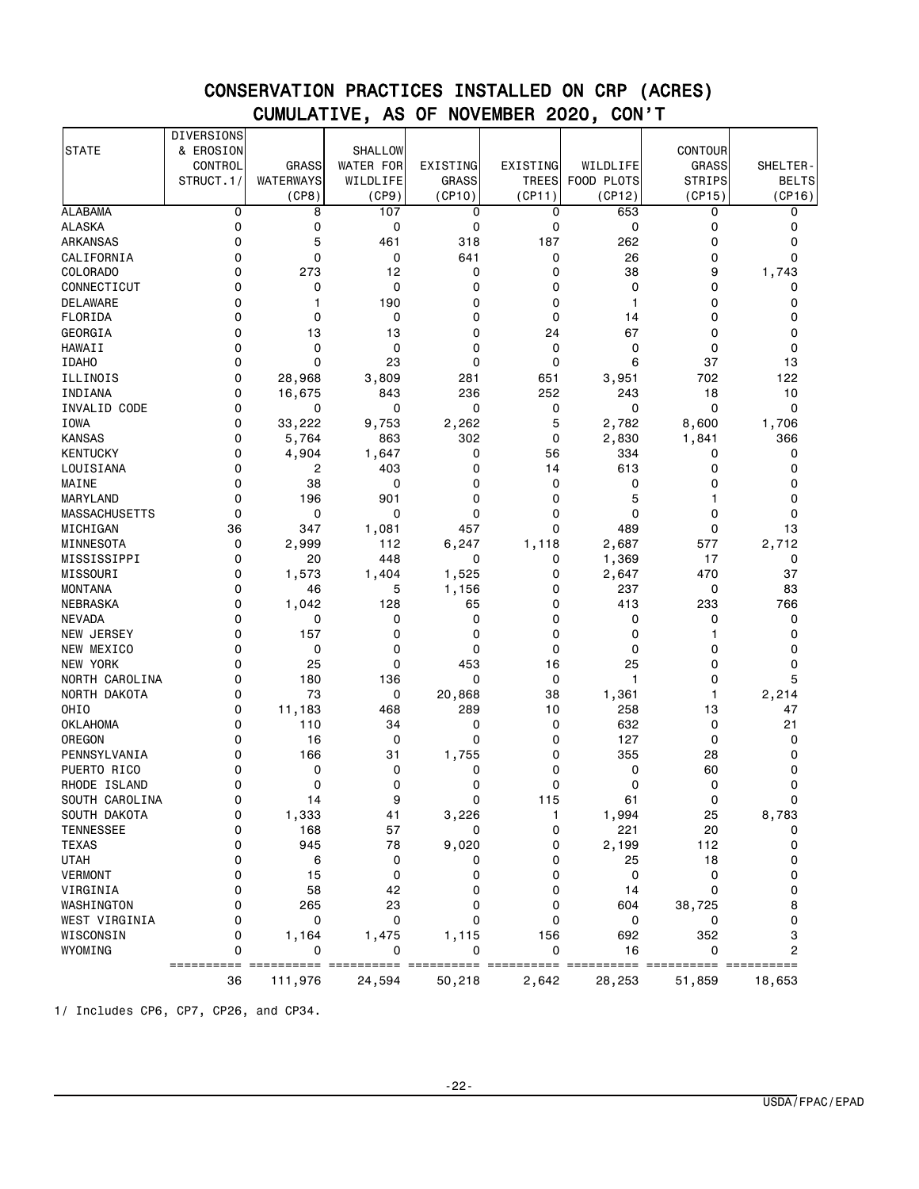# CONSERVATION PRACTICES INSTALLED ON CRP (ACRES)
## CUMULATIVE, AS OF NOVEMBER 2020, CON'T

| STATE | DIVERSIONS & EROSION CONTROL STRUCT.1/ | GRASS WATERWAYS (CP8) | SHALLOW WATER FOR WILDLIFE (CP9) | EXISTING GRASS (CP10) | EXISTING TREES (CP11) | WILDLIFE FOOD PLOTS (CP12) | CONTOUR GRASS STRIPS (CP15) | SHELTER-BELTS (CP16) |
|---|---|---|---|---|---|---|---|---|
| ALABAMA | 0 | 8 | 107 | 0 | 0 | 653 | 0 | 0 |
| ALASKA | 0 | 0 | 0 | 0 | 0 | 0 | 0 | 0 |
| ARKANSAS | 0 | 5 | 461 | 318 | 187 | 262 | 0 | 0 |
| CALIFORNIA | 0 | 0 | 0 | 641 | 0 | 26 | 0 | 0 |
| COLORADO | 0 | 273 | 12 | 0 | 0 | 38 | 9 | 1,743 |
| CONNECTICUT | 0 | 0 | 0 | 0 | 0 | 0 | 0 | 0 |
| DELAWARE | 0 | 1 | 190 | 0 | 0 | 1 | 0 | 0 |
| FLORIDA | 0 | 0 | 0 | 0 | 0 | 14 | 0 | 0 |
| GEORGIA | 0 | 13 | 13 | 0 | 24 | 67 | 0 | 0 |
| HAWAII | 0 | 0 | 0 | 0 | 0 | 0 | 0 | 0 |
| IDAHO | 0 | 0 | 23 | 0 | 0 | 6 | 37 | 13 |
| ILLINOIS | 0 | 28,968 | 3,809 | 281 | 651 | 3,951 | 702 | 122 |
| INDIANA | 0 | 16,675 | 843 | 236 | 252 | 243 | 18 | 10 |
| INVALID CODE | 0 | 0 | 0 | 0 | 0 | 0 | 0 | 0 |
| IOWA | 0 | 33,222 | 9,753 | 2,262 | 5 | 2,782 | 8,600 | 1,706 |
| KANSAS | 0 | 5,764 | 863 | 302 | 0 | 2,830 | 1,841 | 366 |
| KENTUCKY | 0 | 4,904 | 1,647 | 0 | 56 | 334 | 0 | 0 |
| LOUISIANA | 0 | 2 | 403 | 0 | 14 | 613 | 0 | 0 |
| MAINE | 0 | 38 | 0 | 0 | 0 | 0 | 0 | 0 |
| MARYLAND | 0 | 196 | 901 | 0 | 0 | 5 | 1 | 0 |
| MASSACHUSETTS | 0 | 0 | 0 | 0 | 0 | 0 | 0 | 0 |
| MICHIGAN | 36 | 347 | 1,081 | 457 | 0 | 489 | 0 | 13 |
| MINNESOTA | 0 | 2,999 | 112 | 6,247 | 1,118 | 2,687 | 577 | 2,712 |
| MISSISSIPPI | 0 | 20 | 448 | 0 | 0 | 1,369 | 17 | 0 |
| MISSOURI | 0 | 1,573 | 1,404 | 1,525 | 0 | 2,647 | 470 | 37 |
| MONTANA | 0 | 46 | 5 | 1,156 | 0 | 237 | 0 | 83 |
| NEBRASKA | 0 | 1,042 | 128 | 65 | 0 | 413 | 233 | 766 |
| NEVADA | 0 | 0 | 0 | 0 | 0 | 0 | 0 | 0 |
| NEW JERSEY | 0 | 157 | 0 | 0 | 0 | 0 | 1 | 0 |
| NEW MEXICO | 0 | 0 | 0 | 0 | 0 | 0 | 0 | 0 |
| NEW YORK | 0 | 25 | 0 | 453 | 16 | 25 | 0 | 0 |
| NORTH CAROLINA | 0 | 180 | 136 | 0 | 0 | 1 | 0 | 5 |
| NORTH DAKOTA | 0 | 73 | 0 | 20,868 | 38 | 1,361 | 1 | 2,214 |
| OHIO | 0 | 11,183 | 468 | 289 | 10 | 258 | 13 | 47 |
| OKLAHOMA | 0 | 110 | 34 | 0 | 0 | 632 | 0 | 21 |
| OREGON | 0 | 16 | 0 | 0 | 0 | 127 | 0 | 0 |
| PENNSYLVANIA | 0 | 166 | 31 | 1,755 | 0 | 355 | 28 | 0 |
| PUERTO RICO | 0 | 0 | 0 | 0 | 0 | 0 | 60 | 0 |
| RHODE ISLAND | 0 | 0 | 0 | 0 | 0 | 0 | 0 | 0 |
| SOUTH CAROLINA | 0 | 14 | 9 | 0 | 115 | 61 | 0 | 0 |
| SOUTH DAKOTA | 0 | 1,333 | 41 | 3,226 | 1 | 1,994 | 25 | 8,783 |
| TENNESSEE | 0 | 168 | 57 | 0 | 0 | 221 | 20 | 0 |
| TEXAS | 0 | 945 | 78 | 9,020 | 0 | 2,199 | 112 | 0 |
| UTAH | 0 | 6 | 0 | 0 | 0 | 25 | 18 | 0 |
| VERMONT | 0 | 15 | 0 | 0 | 0 | 0 | 0 | 0 |
| VIRGINIA | 0 | 58 | 42 | 0 | 0 | 14 | 0 | 0 |
| WASHINGTON | 0 | 265 | 23 | 0 | 0 | 604 | 38,725 | 8 |
| WEST VIRGINIA | 0 | 0 | 0 | 0 | 0 | 0 | 0 | 0 |
| WISCONSIN | 0 | 1,164 | 1,475 | 1,115 | 156 | 692 | 352 | 3 |
| WYOMING | 0 | 0 | 0 | 0 | 0 | 16 | 0 | 2 |
| | 36 | 111,976 | 24,594 | 50,218 | 2,642 | 28,253 | 51,859 | 18,653 |

1/ Includes CP6, CP7, CP26, and CP34.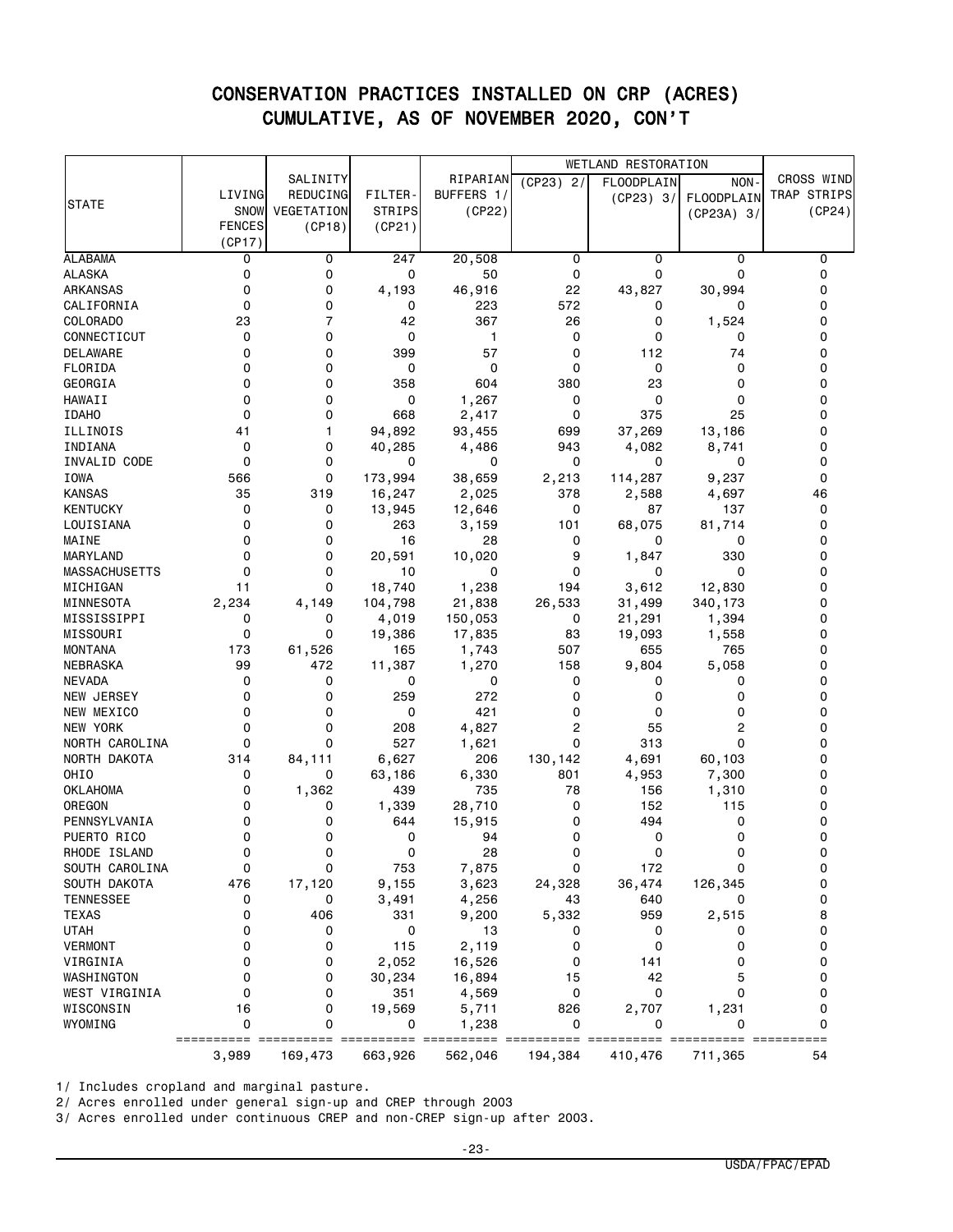# CONSERVATION PRACTICES INSTALLED ON CRP (ACRES)
## CUMULATIVE, AS OF NOVEMBER 2020, CON'T

| STATE | LIVING SNOW FENCES (CP17) | SALINITY REDUCING VEGETATION (CP18) | FILTER-STRIPS (CP21) | RIPARIAN BUFFERS 1/ (CP22) | WETLAND RESTORATION (CP23) 2/ | WETLAND RESTORATION FLOODPLAIN (CP23) 3/ | WETLAND RESTORATION NON-FLOODPLAIN (CP23A) 3/ | CROSS WIND TRAP STRIPS (CP24) |
|---|---|---|---|---|---|---|---|---|
| ALABAMA | 0 | 0 | 247 | 20,508 | 0 | 0 | 0 | 0 |
| ALASKA | 0 | 0 | 0 | 50 | 0 | 0 | 0 | 0 |
| ARKANSAS | 0 | 0 | 4,193 | 46,916 | 22 | 43,827 | 30,994 | 0 |
| CALIFORNIA | 0 | 0 | 0 | 223 | 572 | 0 | 0 | 0 |
| COLORADO | 23 | 7 | 42 | 367 | 26 | 0 | 1,524 | 0 |
| CONNECTICUT | 0 | 0 | 0 | 1 | 0 | 0 | 0 | 0 |
| DELAWARE | 0 | 0 | 399 | 57 | 0 | 112 | 74 | 0 |
| FLORIDA | 0 | 0 | 0 | 0 | 0 | 0 | 0 | 0 |
| GEORGIA | 0 | 0 | 358 | 604 | 380 | 23 | 0 | 0 |
| HAWAII | 0 | 0 | 0 | 1,267 | 0 | 0 | 0 | 0 |
| IDAHO | 0 | 0 | 668 | 2,417 | 0 | 375 | 25 | 0 |
| ILLINOIS | 41 | 1 | 94,892 | 93,455 | 699 | 37,269 | 13,186 | 0 |
| INDIANA | 0 | 0 | 40,285 | 4,486 | 943 | 4,082 | 8,741 | 0 |
| INVALID CODE | 0 | 0 | 0 | 0 | 0 | 0 | 0 | 0 |
| IOWA | 566 | 0 | 173,994 | 38,659 | 2,213 | 114,287 | 9,237 | 0 |
| KANSAS | 35 | 319 | 16,247 | 2,025 | 378 | 2,588 | 4,697 | 46 |
| KENTUCKY | 0 | 0 | 13,945 | 12,646 | 0 | 87 | 137 | 0 |
| LOUISIANA | 0 | 0 | 263 | 3,159 | 101 | 68,075 | 81,714 | 0 |
| MAINE | 0 | 0 | 16 | 28 | 0 | 0 | 0 | 0 |
| MARYLAND | 0 | 0 | 20,591 | 10,020 | 9 | 1,847 | 330 | 0 |
| MASSACHUSETTS | 0 | 0 | 10 | 0 | 0 | 0 | 0 | 0 |
| MICHIGAN | 11 | 0 | 18,740 | 1,238 | 194 | 3,612 | 12,830 | 0 |
| MINNESOTA | 2,234 | 4,149 | 104,798 | 21,838 | 26,533 | 31,499 | 340,173 | 0 |
| MISSISSIPPI | 0 | 0 | 4,019 | 150,053 | 0 | 21,291 | 1,394 | 0 |
| MISSOURI | 0 | 0 | 19,386 | 17,835 | 83 | 19,093 | 1,558 | 0 |
| MONTANA | 173 | 61,526 | 165 | 1,743 | 507 | 655 | 765 | 0 |
| NEBRASKA | 99 | 472 | 11,387 | 1,270 | 158 | 9,804 | 5,058 | 0 |
| NEVADA | 0 | 0 | 0 | 0 | 0 | 0 | 0 | 0 |
| NEW JERSEY | 0 | 0 | 259 | 272 | 0 | 0 | 0 | 0 |
| NEW MEXICO | 0 | 0 | 0 | 421 | 0 | 0 | 0 | 0 |
| NEW YORK | 0 | 0 | 208 | 4,827 | 2 | 55 | 2 | 0 |
| NORTH CAROLINA | 0 | 0 | 527 | 1,621 | 0 | 313 | 0 | 0 |
| NORTH DAKOTA | 314 | 84,111 | 6,627 | 206 | 130,142 | 4,691 | 60,103 | 0 |
| OHIO | 0 | 0 | 63,186 | 6,330 | 801 | 4,953 | 7,300 | 0 |
| OKLAHOMA | 0 | 1,362 | 439 | 735 | 78 | 156 | 1,310 | 0 |
| OREGON | 0 | 0 | 1,339 | 28,710 | 0 | 152 | 115 | 0 |
| PENNSYLVANIA | 0 | 0 | 644 | 15,915 | 0 | 494 | 0 | 0 |
| PUERTO RICO | 0 | 0 | 0 | 94 | 0 | 0 | 0 | 0 |
| RHODE ISLAND | 0 | 0 | 0 | 28 | 0 | 0 | 0 | 0 |
| SOUTH CAROLINA | 0 | 0 | 753 | 7,875 | 0 | 172 | 0 | 0 |
| SOUTH DAKOTA | 476 | 17,120 | 9,155 | 3,623 | 24,328 | 36,474 | 126,345 | 0 |
| TENNESSEE | 0 | 0 | 3,491 | 4,256 | 43 | 640 | 0 | 0 |
| TEXAS | 0 | 406 | 331 | 9,200 | 5,332 | 959 | 2,515 | 8 |
| UTAH | 0 | 0 | 0 | 13 | 0 | 0 | 0 | 0 |
| VERMONT | 0 | 0 | 115 | 2,119 | 0 | 0 | 0 | 0 |
| VIRGINIA | 0 | 0 | 2,052 | 16,526 | 0 | 141 | 0 | 0 |
| WASHINGTON | 0 | 0 | 30,234 | 16,894 | 15 | 42 | 5 | 0 |
| WEST VIRGINIA | 0 | 0 | 351 | 4,569 | 0 | 0 | 0 | 0 |
| WISCONSIN | 16 | 0 | 19,569 | 5,711 | 826 | 2,707 | 1,231 | 0 |
| WYOMING | 0 | 0 | 0 | 1,238 | 0 | 0 | 0 | 0 |
| | 3,989 | 169,473 | 663,926 | 562,046 | 194,384 | 410,476 | 711,365 | 54 |

1/ Includes cropland and marginal pasture.

2/ Acres enrolled under general sign-up and CREP through 2003

3/ Acres enrolled under continuous CREP and non-CREP sign-up after 2003.

USDA/FPAC/EPAD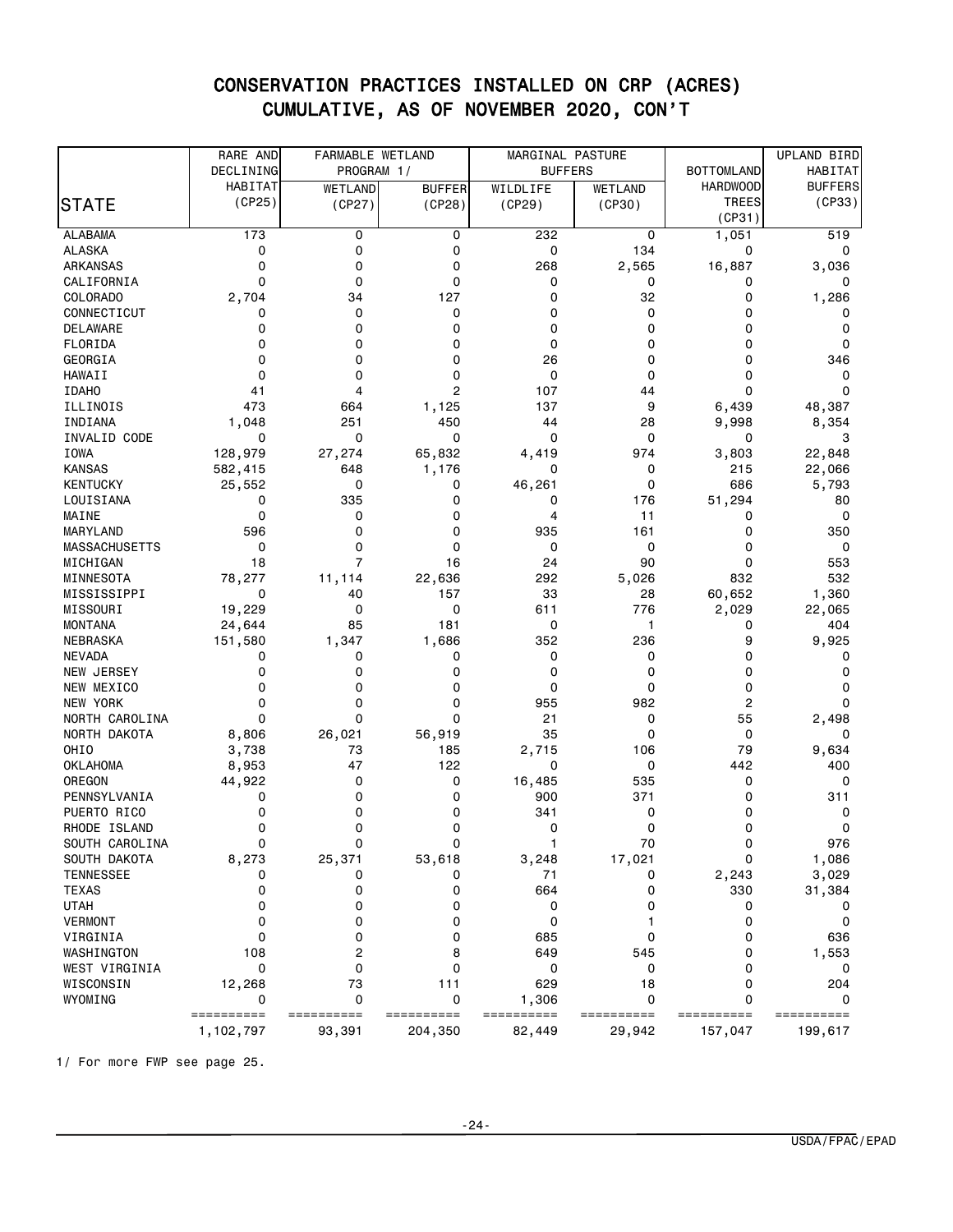# CONSERVATION PRACTICES INSTALLED ON CRP (ACRES)
## CUMULATIVE, AS OF NOVEMBER 2020, CON'T

| STATE | RARE AND DECLINING HABITAT (CP25) | FARMABLE WETLAND PROGRAM 1/ | | MARGINAL PASTURE BUFFERS | | BOTTOMLAND HARDWOOD TREES (CP31) | UPLAND BIRD HABITAT BUFFERS (CP33) |
|---|---|---|---|---|---|---|---|
| | | WETLAND (CP27) | BUFFER (CP28) | WILDLIFE (CP29) | WETLAND (CP30) | | |
| ALABAMA | 173 | 0 | 0 | 232 | 0 | 1,051 | 519 |
| ALASKA | 0 | 0 | 0 | 0 | 134 | 0 | 0 |
| ARKANSAS | 0 | 0 | 0 | 268 | 2,565 | 16,887 | 3,036 |
| CALIFORNIA | 0 | 0 | 0 | 0 | 0 | 0 | 0 |
| COLORADO | 2,704 | 34 | 127 | 0 | 32 | 0 | 1,286 |
| CONNECTICUT | 0 | 0 | 0 | 0 | 0 | 0 | 0 |
| DELAWARE | 0 | 0 | 0 | 0 | 0 | 0 | 0 |
| FLORIDA | 0 | 0 | 0 | 0 | 0 | 0 | 0 |
| GEORGIA | 0 | 0 | 0 | 26 | 0 | 0 | 346 |
| HAWAII | 0 | 0 | 0 | 0 | 0 | 0 | 0 |
| IDAHO | 41 | 4 | 2 | 107 | 44 | 0 | 0 |
| ILLINOIS | 473 | 664 | 1,125 | 137 | 9 | 6,439 | 48,387 |
| INDIANA | 1,048 | 251 | 450 | 44 | 28 | 9,998 | 8,354 |
| INVALID CODE | 0 | 0 | 0 | 0 | 0 | 0 | 3 |
| IOWA | 128,979 | 27,274 | 65,832 | 4,419 | 974 | 3,803 | 22,848 |
| KANSAS | 582,415 | 648 | 1,176 | 0 | 0 | 215 | 22,066 |
| KENTUCKY | 25,552 | 0 | 0 | 46,261 | 0 | 686 | 5,793 |
| LOUISIANA | 0 | 335 | 0 | 0 | 176 | 51,294 | 80 |
| MAINE | 0 | 0 | 0 | 4 | 11 | 0 | 0 |
| MARYLAND | 596 | 0 | 0 | 935 | 161 | 0 | 350 |
| MASSACHUSETTS | 0 | 0 | 0 | 0 | 0 | 0 | 0 |
| MICHIGAN | 18 | 7 | 16 | 24 | 90 | 0 | 553 |
| MINNESOTA | 78,277 | 11,114 | 22,636 | 292 | 5,026 | 832 | 532 |
| MISSISSIPPI | 0 | 40 | 157 | 33 | 28 | 60,652 | 1,360 |
| MISSOURI | 19,229 | 0 | 0 | 611 | 776 | 2,029 | 22,065 |
| MONTANA | 24,644 | 85 | 181 | 0 | 1 | 0 | 404 |
| NEBRASKA | 151,580 | 1,347 | 1,686 | 352 | 236 | 9 | 9,925 |
| NEVADA | 0 | 0 | 0 | 0 | 0 | 0 | 0 |
| NEW JERSEY | 0 | 0 | 0 | 0 | 0 | 0 | 0 |
| NEW MEXICO | 0 | 0 | 0 | 0 | 0 | 0 | 0 |
| NEW YORK | 0 | 0 | 0 | 955 | 982 | 2 | 0 |
| NORTH CAROLINA | 0 | 0 | 0 | 21 | 0 | 55 | 2,498 |
| NORTH DAKOTA | 8,806 | 26,021 | 56,919 | 35 | 0 | 0 | 0 |
| OHIO | 3,738 | 73 | 185 | 2,715 | 106 | 79 | 9,634 |
| OKLAHOMA | 8,953 | 47 | 122 | 0 | 0 | 442 | 400 |
| OREGON | 44,922 | 0 | 0 | 16,485 | 535 | 0 | 0 |
| PENNSYLVANIA | 0 | 0 | 0 | 900 | 371 | 0 | 311 |
| PUERTO RICO | 0 | 0 | 0 | 341 | 0 | 0 | 0 |
| RHODE ISLAND | 0 | 0 | 0 | 0 | 0 | 0 | 0 |
| SOUTH CAROLINA | 0 | 0 | 0 | 1 | 70 | 0 | 976 |
| SOUTH DAKOTA | 8,273 | 25,371 | 53,618 | 3,248 | 17,021 | 0 | 1,086 |
| TENNESSEE | 0 | 0 | 0 | 71 | 0 | 2,243 | 3,029 |
| TEXAS | 0 | 0 | 0 | 664 | 0 | 330 | 31,384 |
| UTAH | 0 | 0 | 0 | 0 | 0 | 0 | 0 |
| VERMONT | 0 | 0 | 0 | 0 | 1 | 0 | 0 |
| VIRGINIA | 0 | 0 | 0 | 685 | 0 | 0 | 636 |
| WASHINGTON | 108 | 2 | 8 | 649 | 545 | 0 | 1,553 |
| WEST VIRGINIA | 0 | 0 | 0 | 0 | 0 | 0 | 0 |
| WISCONSIN | 12,268 | 73 | 111 | 629 | 18 | 0 | 204 |
| WYOMING | 0 | 0 | 0 | 1,306 | 0 | 0 | 0 |
| | 1,102,797 | 93,391 | 204,350 | 82,449 | 29,942 | 157,047 | 199,617 |

1/ For more FWP see page 25.

USDA/FPAC/EPAD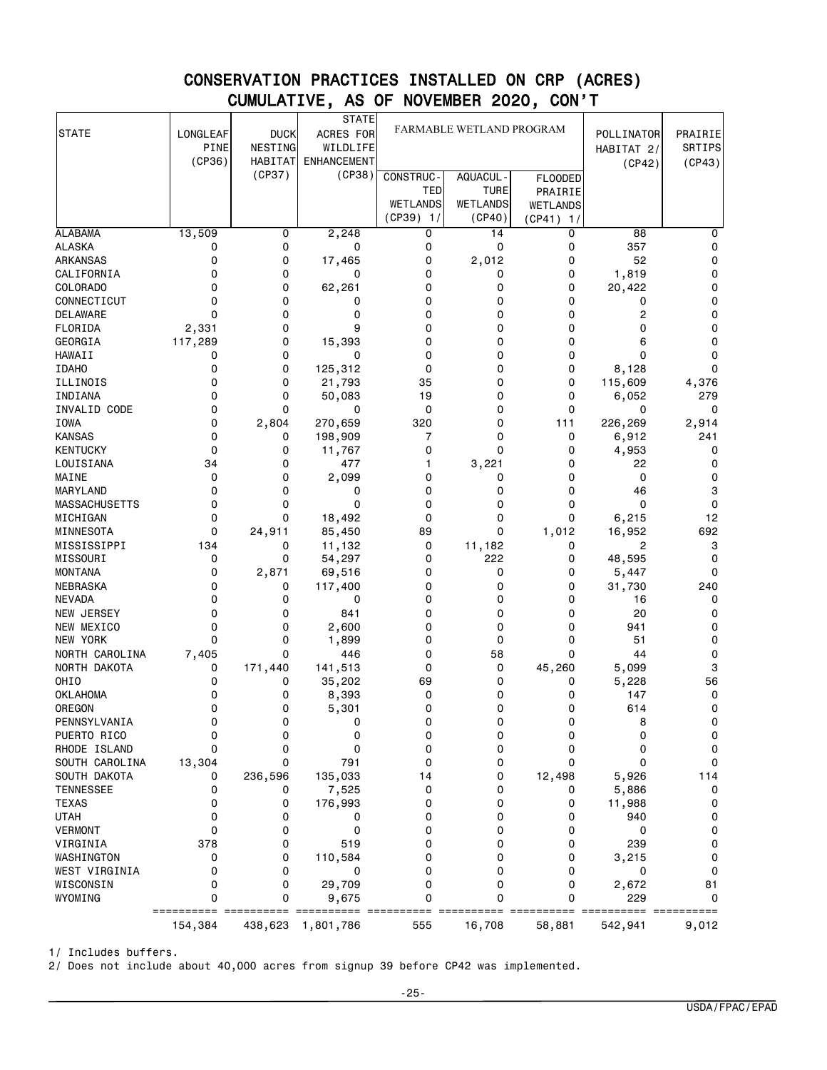# CONSERVATION PRACTICES INSTALLED ON CRP (ACRES)
## CUMULATIVE, AS OF NOVEMBER 2020, CON'T

| STATE | LONGLEAF PINE (CP36) | DUCK NESTING HABITAT (CP37) | STATE ACRES FOR WILDLIFE ENHANCEMENT (CP38) | FARMABLE WETLAND PROGRAM | | | POLLINATOR HABITAT 2/ (CP42) | PRAIRIE SRTIPS (CP43) |
|---|---|---|---|---|---|---|---|---|
| | | | | CONSTRUC-TED WETLANDS (CP39) 1/ | AQUACUL-TURE WETLANDS (CP40) | FLOODED PRAIRIE WETLANDS (CP41) 1/ | | |
| ALABAMA | 13,509 | 0 | 2,248 | 0 | 14 | 0 | 88 | 0 |
| ALASKA | 0 | 0 | 0 | 0 | 0 | 0 | 357 | 0 |
| ARKANSAS | 0 | 0 | 17,465 | 0 | 2,012 | 0 | 52 | 0 |
| CALIFORNIA | 0 | 0 | 0 | 0 | 0 | 0 | 1,819 | 0 |
| COLORADO | 0 | 0 | 62,261 | 0 | 0 | 0 | 20,422 | 0 |
| CONNECTICUT | 0 | 0 | 0 | 0 | 0 | 0 | 0 | 0 |
| DELAWARE | 0 | 0 | 0 | 0 | 0 | 0 | 2 | 0 |
| FLORIDA | 2,331 | 0 | 9 | 0 | 0 | 0 | 0 | 0 |
| GEORGIA | 117,289 | 0 | 15,393 | 0 | 0 | 0 | 6 | 0 |
| HAWAII | 0 | 0 | 0 | 0 | 0 | 0 | 0 | 0 |
| IDAHO | 0 | 0 | 125,312 | 0 | 0 | 0 | 8,128 | 0 |
| ILLINOIS | 0 | 0 | 21,793 | 35 | 0 | 0 | 115,609 | 4,376 |
| INDIANA | 0 | 0 | 50,083 | 19 | 0 | 0 | 6,052 | 279 |
| INVALID CODE | 0 | 0 | 0 | 0 | 0 | 0 | 0 | 0 |
| IOWA | 0 | 2,804 | 270,659 | 320 | 0 | 111 | 226,269 | 2,914 |
| KANSAS | 0 | 0 | 198,909 | 7 | 0 | 0 | 6,912 | 241 |
| KENTUCKY | 0 | 0 | 11,767 | 0 | 0 | 0 | 4,953 | 0 |
| LOUISIANA | 34 | 0 | 477 | 1 | 3,221 | 0 | 22 | 0 |
| MAINE | 0 | 0 | 2,099 | 0 | 0 | 0 | 0 | 0 |
| MARYLAND | 0 | 0 | 0 | 0 | 0 | 0 | 46 | 3 |
| MASSACHUSETTS | 0 | 0 | 0 | 0 | 0 | 0 | 0 | 0 |
| MICHIGAN | 0 | 0 | 18,492 | 0 | 0 | 0 | 6,215 | 12 |
| MINNESOTA | 0 | 24,911 | 85,450 | 89 | 0 | 1,012 | 16,952 | 692 |
| MISSISSIPPI | 134 | 0 | 11,132 | 0 | 11,182 | 0 | 2 | 3 |
| MISSOURI | 0 | 0 | 54,297 | 0 | 222 | 0 | 48,595 | 0 |
| MONTANA | 0 | 2,871 | 69,516 | 0 | 0 | 0 | 5,447 | 0 |
| NEBRASKA | 0 | 0 | 117,400 | 0 | 0 | 0 | 31,730 | 240 |
| NEVADA | 0 | 0 | 0 | 0 | 0 | 0 | 16 | 0 |
| NEW JERSEY | 0 | 0 | 841 | 0 | 0 | 0 | 20 | 0 |
| NEW MEXICO | 0 | 0 | 2,600 | 0 | 0 | 0 | 941 | 0 |
| NEW YORK | 0 | 0 | 1,899 | 0 | 0 | 0 | 51 | 0 |
| NORTH CAROLINA | 7,405 | 0 | 446 | 0 | 58 | 0 | 44 | 0 |
| NORTH DAKOTA | 0 | 171,440 | 141,513 | 0 | 0 | 45,260 | 5,099 | 3 |
| OHIO | 0 | 0 | 35,202 | 69 | 0 | 0 | 5,228 | 56 |
| OKLAHOMA | 0 | 0 | 8,393 | 0 | 0 | 0 | 147 | 0 |
| OREGON | 0 | 0 | 5,301 | 0 | 0 | 0 | 614 | 0 |
| PENNSYLVANIA | 0 | 0 | 0 | 0 | 0 | 0 | 8 | 0 |
| PUERTO RICO | 0 | 0 | 0 | 0 | 0 | 0 | 0 | 0 |
| RHODE ISLAND | 0 | 0 | 0 | 0 | 0 | 0 | 0 | 0 |
| SOUTH CAROLINA | 13,304 | 0 | 791 | 0 | 0 | 0 | 0 | 0 |
| SOUTH DAKOTA | 0 | 236,596 | 135,033 | 14 | 0 | 12,498 | 5,926 | 114 |
| TENNESSEE | 0 | 0 | 7,525 | 0 | 0 | 0 | 5,886 | 0 |
| TEXAS | 0 | 0 | 176,993 | 0 | 0 | 0 | 11,988 | 0 |
| UTAH | 0 | 0 | 0 | 0 | 0 | 0 | 940 | 0 |
| VERMONT | 0 | 0 | 0 | 0 | 0 | 0 | 0 | 0 |
| VIRGINIA | 378 | 0 | 519 | 0 | 0 | 0 | 239 | 0 |
| WASHINGTON | 0 | 0 | 110,584 | 0 | 0 | 0 | 3,215 | 0 |
| WEST VIRGINIA | 0 | 0 | 0 | 0 | 0 | 0 | 0 | 0 |
| WISCONSIN | 0 | 0 | 29,709 | 0 | 0 | 0 | 2,672 | 81 |
| WYOMING | 0 | 0 | 9,675 | 0 | 0 | 0 | 229 | 0 |
| | 154,384 | 438,623 | 1,801,786 | 555 | 16,708 | 58,881 | 542,941 | 9,012 |

1/ Includes buffers.

2/ Does not include about 40,000 acres from signup 39 before CP42 was implemented.

USDA/FPAC/EPAD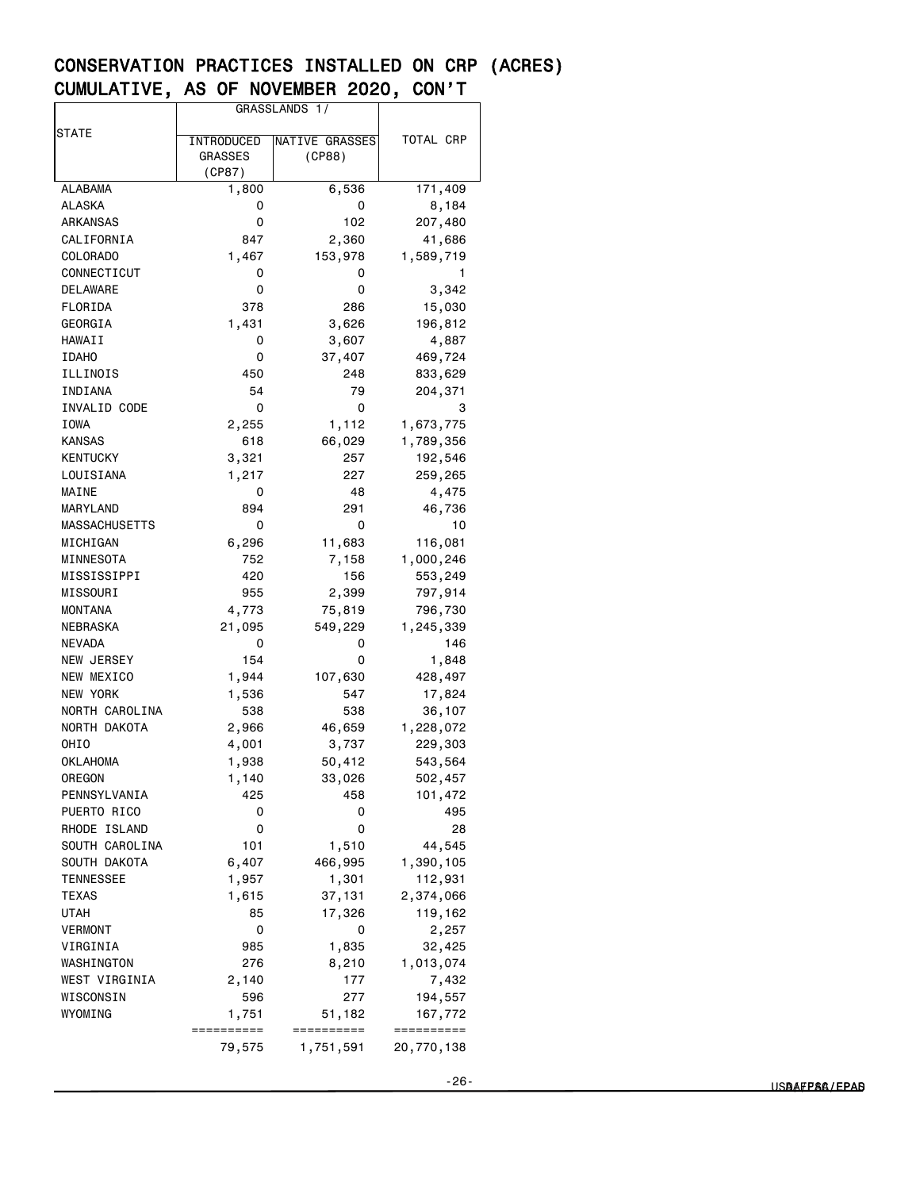# CONSERVATION PRACTICES INSTALLED ON CRP (ACRES)
# CUMULATIVE, AS OF NOVEMBER 2020, CON'T

| STATE | GRASSLANDS 1/ | | TOTAL CRP |
|---|---|---|---|
| | INTRODUCED GRASSES (CP87) | NATIVE GRASSES (CP88) | |
| ALABAMA | 1,800 | 6,536 | 171,409 |
| ALASKA | 0 | 0 | 8,184 |
| ARKANSAS | 0 | 102 | 207,480 |
| CALIFORNIA | 847 | 2,360 | 41,686 |
| COLORADO | 1,467 | 153,978 | 1,589,719 |
| CONNECTICUT | 0 | 0 | 1 |
| DELAWARE | 0 | 0 | 3,342 |
| FLORIDA | 378 | 286 | 15,030 |
| GEORGIA | 1,431 | 3,626 | 196,812 |
| HAWAII | 0 | 3,607 | 4,887 |
| IDAHO | 0 | 37,407 | 469,724 |
| ILLINOIS | 450 | 248 | 833,629 |
| INDIANA | 54 | 79 | 204,371 |
| INVALID CODE | 0 | 0 | 3 |
| IOWA | 2,255 | 1,112 | 1,673,775 |
| KANSAS | 618 | 66,029 | 1,789,356 |
| KENTUCKY | 3,321 | 257 | 192,546 |
| LOUISIANA | 1,217 | 227 | 259,265 |
| MAINE | 0 | 48 | 4,475 |
| MARYLAND | 894 | 291 | 46,736 |
| MASSACHUSETTS | 0 | 0 | 10 |
| MICHIGAN | 6,296 | 11,683 | 116,081 |
| MINNESOTA | 752 | 7,158 | 1,000,246 |
| MISSISSIPPI | 420 | 156 | 553,249 |
| MISSOURI | 955 | 2,399 | 797,914 |
| MONTANA | 4,773 | 75,819 | 796,730 |
| NEBRASKA | 21,095 | 549,229 | 1,245,339 |
| NEVADA | 0 | 0 | 146 |
| NEW JERSEY | 154 | 0 | 1,848 |
| NEW MEXICO | 1,944 | 107,630 | 428,497 |
| NEW YORK | 1,536 | 547 | 17,824 |
| NORTH CAROLINA | 538 | 538 | 36,107 |
| NORTH DAKOTA | 2,966 | 46,659 | 1,228,072 |
| OHIO | 4,001 | 3,737 | 229,303 |
| OKLAHOMA | 1,938 | 50,412 | 543,564 |
| OREGON | 1,140 | 33,026 | 502,457 |
| PENNSYLVANIA | 425 | 458 | 101,472 |
| PUERTO RICO | 0 | 0 | 495 |
| RHODE ISLAND | 0 | 0 | 28 |
| SOUTH CAROLINA | 101 | 1,510 | 44,545 |
| SOUTH DAKOTA | 6,407 | 466,995 | 1,390,105 |
| TENNESSEE | 1,957 | 1,301 | 112,931 |
| TEXAS | 1,615 | 37,131 | 2,374,066 |
| UTAH | 85 | 17,326 | 119,162 |
| VERMONT | 0 | 0 | 2,257 |
| VIRGINIA | 985 | 1,835 | 32,425 |
| WASHINGTON | 276 | 8,210 | 1,013,074 |
| WEST VIRGINIA | 2,140 | 177 | 7,432 |
| WISCONSIN | 596 | 277 | 194,557 |
| WYOMING | 1,751 | 51,182 | 167,772 |
| | 79,575 | 1,751,591 | 20,770,138 |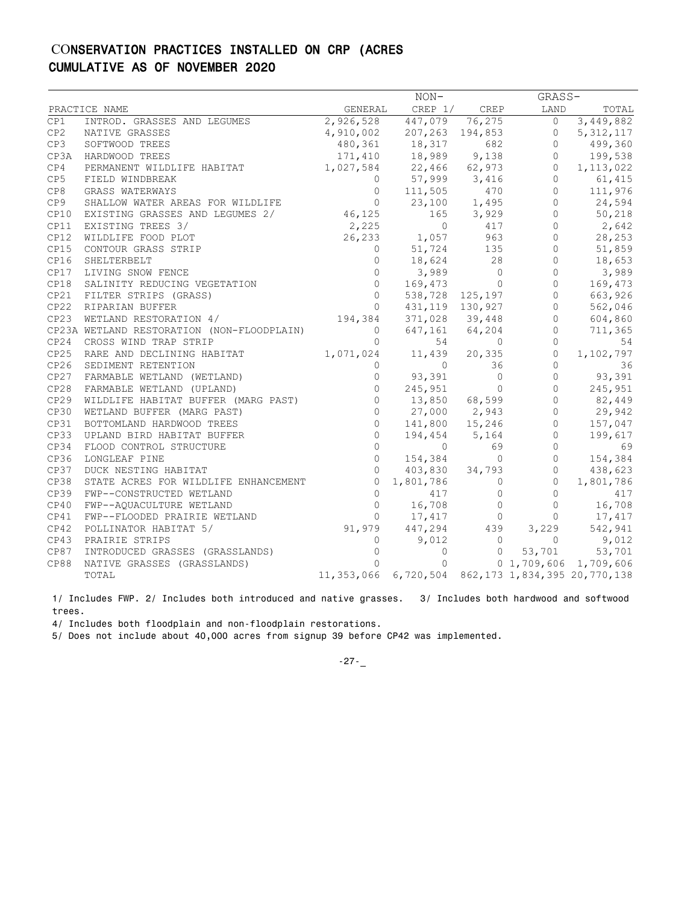# CONSERVATION PRACTICES INSTALLED ON CRP (ACRES
## CUMULATIVE AS OF NOVEMBER 2020

| | PRACTICE NAME | GENERAL | NON-CREP 1/ | CREP | GRASS-LAND | TOTAL |
|---|---|---|---|---|---|---|
| CP1 | INTROD. GRASSES AND LEGUMES | 2,926,528 | 447,079 | 76,275 | 0 | 3,449,882 |
| CP2 | NATIVE GRASSES | 4,910,002 | 207,263 | 194,853 | 0 | 5,312,117 |
| CP3 | SOFTWOOD TREES | 480,361 | 18,317 | 682 | 0 | 499,360 |
| CP3A | HARDWOOD TREES | 171,410 | 18,989 | 9,138 | 0 | 199,538 |
| CP4 | PERMANENT WILDLIFE HABITAT | 1,027,584 | 22,466 | 62,973 | 0 | 1,113,022 |
| CP5 | FIELD WINDBREAK | 0 | 57,999 | 3,416 | 0 | 61,415 |
| CP8 | GRASS WATERWAYS | 0 | 111,505 | 470 | 0 | 111,976 |
| CP9 | SHALLOW WATER AREAS FOR WILDLIFE | 0 | 23,100 | 1,495 | 0 | 24,594 |
| CP10 | EXISTING GRASSES AND LEGUMES 2/ | 46,125 | 165 | 3,929 | 0 | 50,218 |
| CP11 | EXISTING TREES 3/ | 2,225 | 0 | 417 | 0 | 2,642 |
| CP12 | WILDLIFE FOOD PLOT | 26,233 | 1,057 | 963 | 0 | 28,253 |
| CP15 | CONTOUR GRASS STRIP | 0 | 51,724 | 135 | 0 | 51,859 |
| CP16 | SHELTERBELT | 0 | 18,624 | 28 | 0 | 18,653 |
| CP17 | LIVING SNOW FENCE | 0 | 3,989 | 0 | 0 | 3,989 |
| CP18 | SALINITY REDUCING VEGETATION | 0 | 169,473 | 0 | 0 | 169,473 |
| CP21 | FILTER STRIPS (GRASS) | 0 | 538,728 | 125,197 | 0 | 663,926 |
| CP22 | RIPARIAN BUFFER | 0 | 431,119 | 130,927 | 0 | 562,046 |
| CP23 | WETLAND RESTORATION 4/ | 194,384 | 371,028 | 39,448 | 0 | 604,860 |
| CP23A | WETLAND RESTORATION (NON-FLOODPLAIN) | 0 | 647,161 | 64,204 | 0 | 711,365 |
| CP24 | CROSS WIND TRAP STRIP | 0 | 54 | 0 | 0 | 54 |
| CP25 | RARE AND DECLINING HABITAT | 1,071,024 | 11,439 | 20,335 | 0 | 1,102,797 |
| CP26 | SEDIMENT RETENTION | 0 | 0 | 36 | 0 | 36 |
| CP27 | FARMABLE WETLAND (WETLAND) | 0 | 93,391 | 0 | 0 | 93,391 |
| CP28 | FARMABLE WETLAND (UPLAND) | 0 | 245,951 | 0 | 0 | 245,951 |
| CP29 | WILDLIFE HABITAT BUFFER (MARG PAST) | 0 | 13,850 | 68,599 | 0 | 82,449 |
| CP30 | WETLAND BUFFER (MARG PAST) | 0 | 27,000 | 2,943 | 0 | 29,942 |
| CP31 | BOTTOMLAND HARDWOOD TREES | 0 | 141,800 | 15,246 | 0 | 157,047 |
| CP33 | UPLAND BIRD HABITAT BUFFER | 0 | 194,454 | 5,164 | 0 | 199,617 |
| CP34 | FLOOD CONTROL STRUCTURE | 0 | 0 | 69 | 0 | 69 |
| CP36 | LONGLEAF PINE | 0 | 154,384 | 0 | 0 | 154,384 |
| CP37 | DUCK NESTING HABITAT | 0 | 403,830 | 34,793 | 0 | 438,623 |
| CP38 | STATE ACRES FOR WILDLIFE ENHANCEMENT | 0 | 1,801,786 | 0 | 0 | 1,801,786 |
| CP39 | FWP--CONSTRUCTED WETLAND | 0 | 417 | 0 | 0 | 417 |
| CP40 | FWP--AQUACULTURE WETLAND | 0 | 16,708 | 0 | 0 | 16,708 |
| CP41 | FWP--FLOODED PRAIRIE WETLAND | 0 | 17,417 | 0 | 0 | 17,417 |
| CP42 | POLLINATOR HABITAT 5/ | 91,979 | 447,294 | 439 | 3,229 | 542,941 |
| CP43 | PRAIRIE STRIPS | 0 | 9,012 | 0 | 0 | 9,012 |
| CP87 | INTRODUCED GRASSES (GRASSLANDS) | 0 | 0 | 0 | 53,701 | 53,701 |
| CP88 | NATIVE GRASSES (GRASSLANDS) | 0 | 0 | 0 | 1,709,606 | 1,709,606 |
| | TOTAL | 11,353,066 | 6,720,504 | 862,173 | 1,834,395 | 20,770,138 |

1/ Includes FWP. 2/ Includes both introduced and native grasses. 3/ Includes both hardwood and softwood trees.

4/ Includes both floodplain and non-floodplain restorations.

5/ Does not include about 40,000 acres from signup 39 before CP42 was implemented.